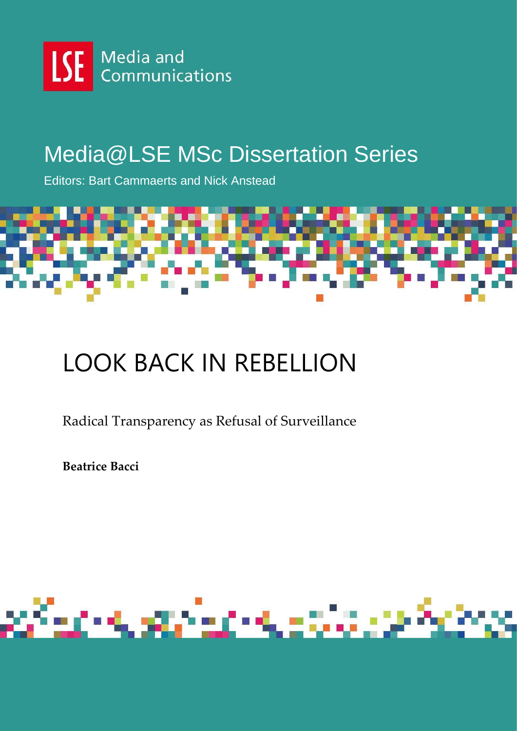LSE Media and Communications

# Media@LSE MSc Dissertation Series

Editors: Bart Cammaerts and Nick Anstead

# LOOK BACK IN REBELLION

Radical Transparency as Refusal of Surveillance

**Beatrice Bacci**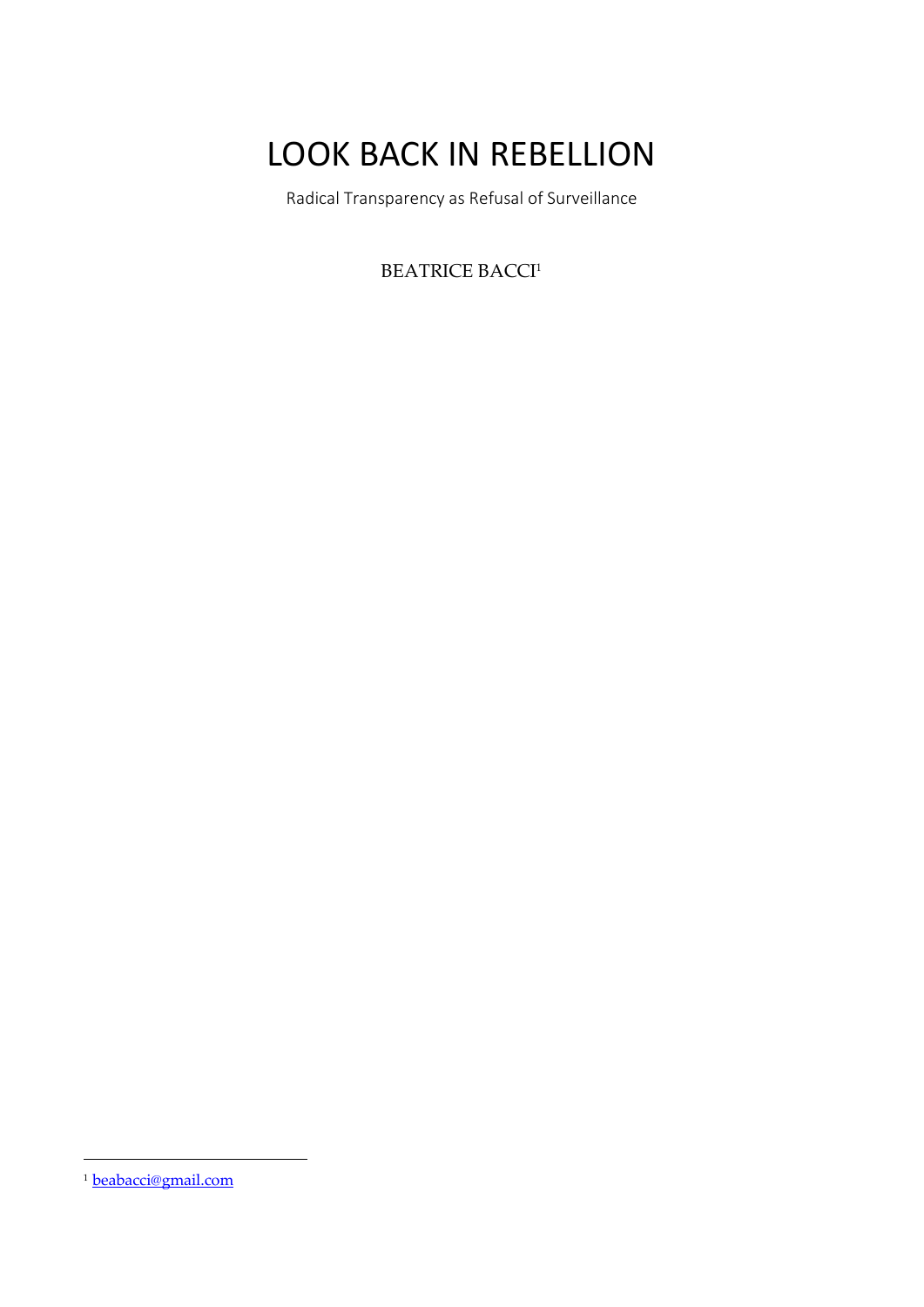# LOOK BACK IN REBELLION

Radical Transparency as Refusal of Surveillance

BEATRICE BACCI[1]

---

[1] beabacci@gmail.com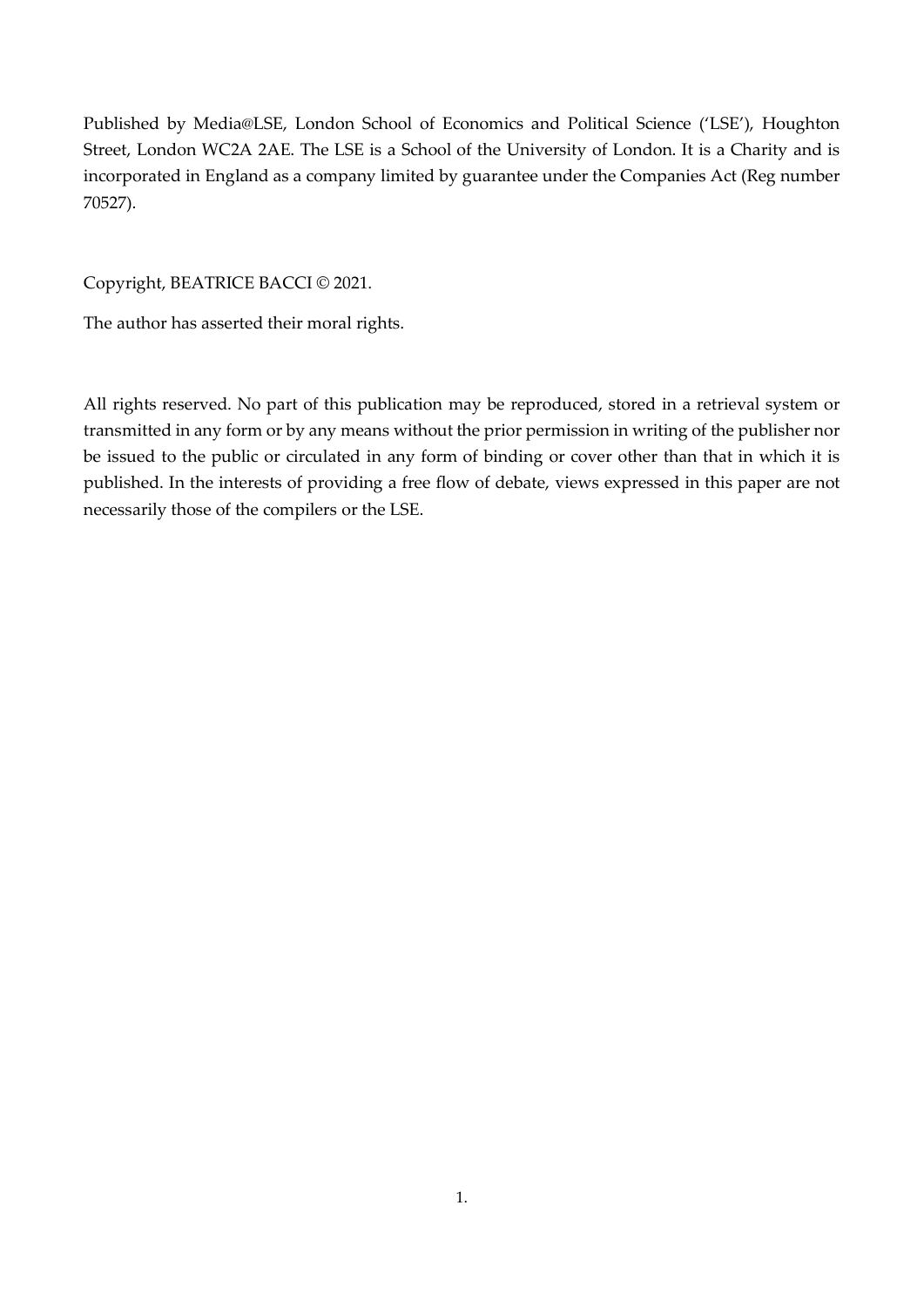Published by Media@LSE, London School of Economics and Political Science ('LSE'), Houghton Street, London WC2A 2AE. The LSE is a School of the University of London. It is a Charity and is incorporated in England as a company limited by guarantee under the Companies Act (Reg number 70527).

Copyright, BEATRICE BACCI © 2021.

The author has asserted their moral rights.

All rights reserved. No part of this publication may be reproduced, stored in a retrieval system or transmitted in any form or by any means without the prior permission in writing of the publisher nor be issued to the public or circulated in any form of binding or cover other than that in which it is published. In the interests of providing a free flow of debate, views expressed in this paper are not necessarily those of the compilers or the LSE.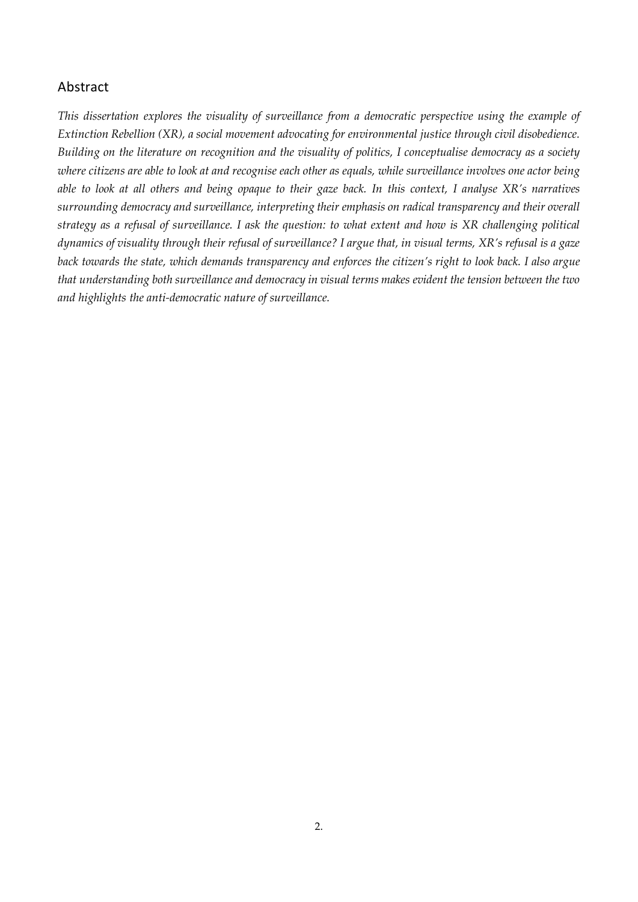## Abstract

*This dissertation explores the visuality of surveillance from a democratic perspective using the example of Extinction Rebellion (XR), a social movement advocating for environmental justice through civil disobedience. Building on the literature on recognition and the visuality of politics, I conceptualise democracy as a society where citizens are able to look at and recognise each other as equals, while surveillance involves one actor being able to look at all others and being opaque to their gaze back. In this context, I analyse XR's narratives surrounding democracy and surveillance, interpreting their emphasis on radical transparency and their overall strategy as a refusal of surveillance. I ask the question: to what extent and how is XR challenging political dynamics of visuality through their refusal of surveillance? I argue that, in visual terms, XR's refusal is a gaze back towards the state, which demands transparency and enforces the citizen's right to look back. I also argue that understanding both surveillance and democracy in visual terms makes evident the tension between the two and highlights the anti-democratic nature of surveillance.*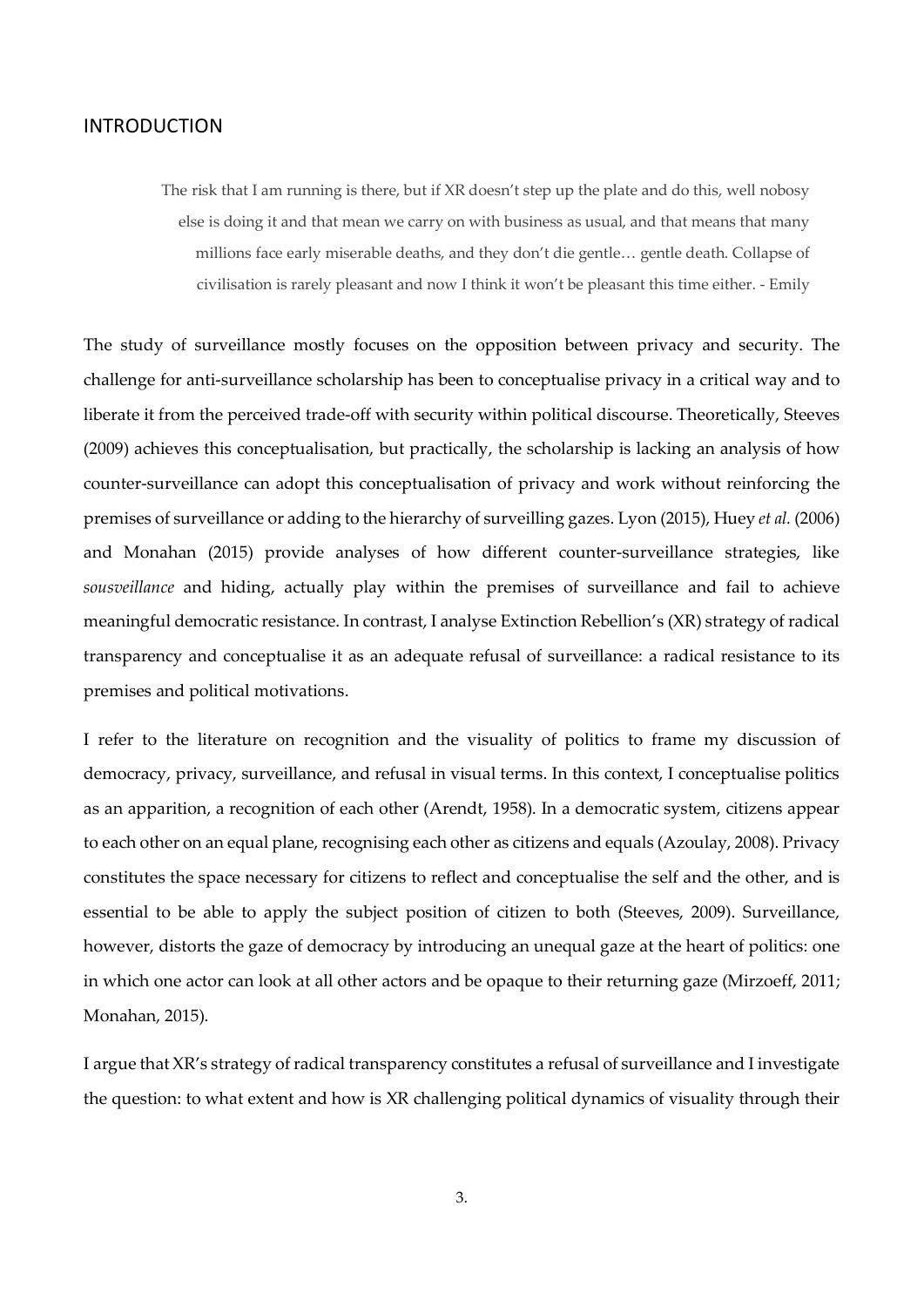## INTRODUCTION

> The risk that I am running is there, but if XR doesn't step up the plate and do this, well nobosy else is doing it and that mean we carry on with business as usual, and that means that many millions face early miserable deaths, and they don't die gentle… gentle death. Collapse of civilisation is rarely pleasant and now I think it won't be pleasant this time either. - Emily

The study of surveillance mostly focuses on the opposition between privacy and security. The challenge for anti-surveillance scholarship has been to conceptualise privacy in a critical way and to liberate it from the perceived trade-off with security within political discourse. Theoretically, Steeves (2009) achieves this conceptualisation, but practically, the scholarship is lacking an analysis of how counter-surveillance can adopt this conceptualisation of privacy and work without reinforcing the premises of surveillance or adding to the hierarchy of surveilling gazes. Lyon (2015), Huey *et al.* (2006) and Monahan (2015) provide analyses of how different counter-surveillance strategies, like *sousveillance* and hiding, actually play within the premises of surveillance and fail to achieve meaningful democratic resistance. In contrast, I analyse Extinction Rebellion's (XR) strategy of radical transparency and conceptualise it as an adequate refusal of surveillance: a radical resistance to its premises and political motivations.

I refer to the literature on recognition and the visuality of politics to frame my discussion of democracy, privacy, surveillance, and refusal in visual terms. In this context, I conceptualise politics as an apparition, a recognition of each other (Arendt, 1958). In a democratic system, citizens appear to each other on an equal plane, recognising each other as citizens and equals (Azoulay, 2008). Privacy constitutes the space necessary for citizens to reflect and conceptualise the self and the other, and is essential to be able to apply the subject position of citizen to both (Steeves, 2009). Surveillance, however, distorts the gaze of democracy by introducing an unequal gaze at the heart of politics: one in which one actor can look at all other actors and be opaque to their returning gaze (Mirzoeff, 2011; Monahan, 2015).

I argue that XR's strategy of radical transparency constitutes a refusal of surveillance and I investigate the question: to what extent and how is XR challenging political dynamics of visuality through their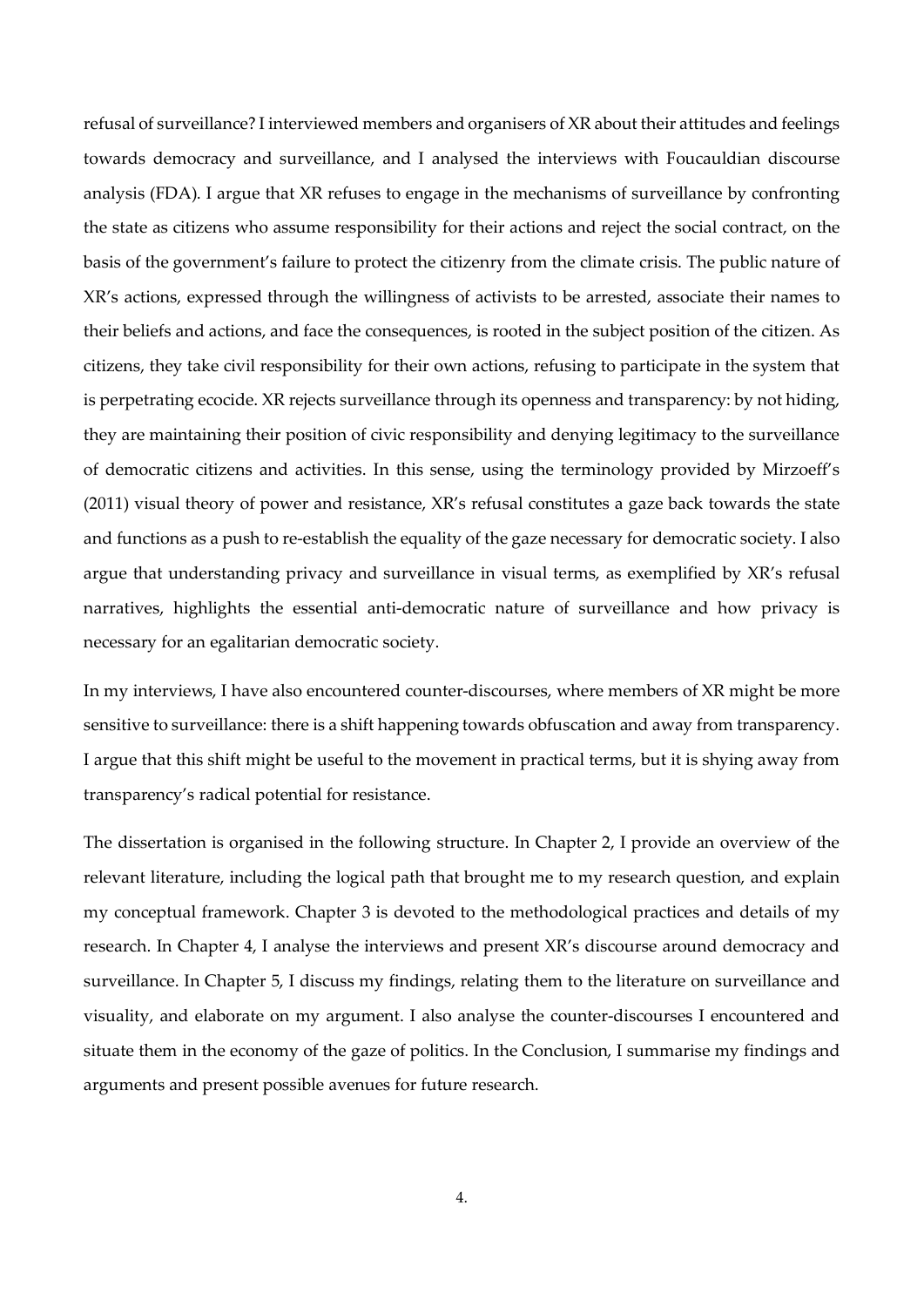refusal of surveillance? I interviewed members and organisers of XR about their attitudes and feelings towards democracy and surveillance, and I analysed the interviews with Foucauldian discourse analysis (FDA). I argue that XR refuses to engage in the mechanisms of surveillance by confronting the state as citizens who assume responsibility for their actions and reject the social contract, on the basis of the government's failure to protect the citizenry from the climate crisis. The public nature of XR's actions, expressed through the willingness of activists to be arrested, associate their names to their beliefs and actions, and face the consequences, is rooted in the subject position of the citizen. As citizens, they take civil responsibility for their own actions, refusing to participate in the system that is perpetrating ecocide. XR rejects surveillance through its openness and transparency: by not hiding, they are maintaining their position of civic responsibility and denying legitimacy to the surveillance of democratic citizens and activities. In this sense, using the terminology provided by Mirzoeff's (2011) visual theory of power and resistance, XR's refusal constitutes a gaze back towards the state and functions as a push to re-establish the equality of the gaze necessary for democratic society. I also argue that understanding privacy and surveillance in visual terms, as exemplified by XR's refusal narratives, highlights the essential anti-democratic nature of surveillance and how privacy is necessary for an egalitarian democratic society.

In my interviews, I have also encountered counter-discourses, where members of XR might be more sensitive to surveillance: there is a shift happening towards obfuscation and away from transparency. I argue that this shift might be useful to the movement in practical terms, but it is shying away from transparency's radical potential for resistance.

The dissertation is organised in the following structure. In Chapter 2, I provide an overview of the relevant literature, including the logical path that brought me to my research question, and explain my conceptual framework. Chapter 3 is devoted to the methodological practices and details of my research. In Chapter 4, I analyse the interviews and present XR's discourse around democracy and surveillance. In Chapter 5, I discuss my findings, relating them to the literature on surveillance and visuality, and elaborate on my argument. I also analyse the counter-discourses I encountered and situate them in the economy of the gaze of politics. In the Conclusion, I summarise my findings and arguments and present possible avenues for future research.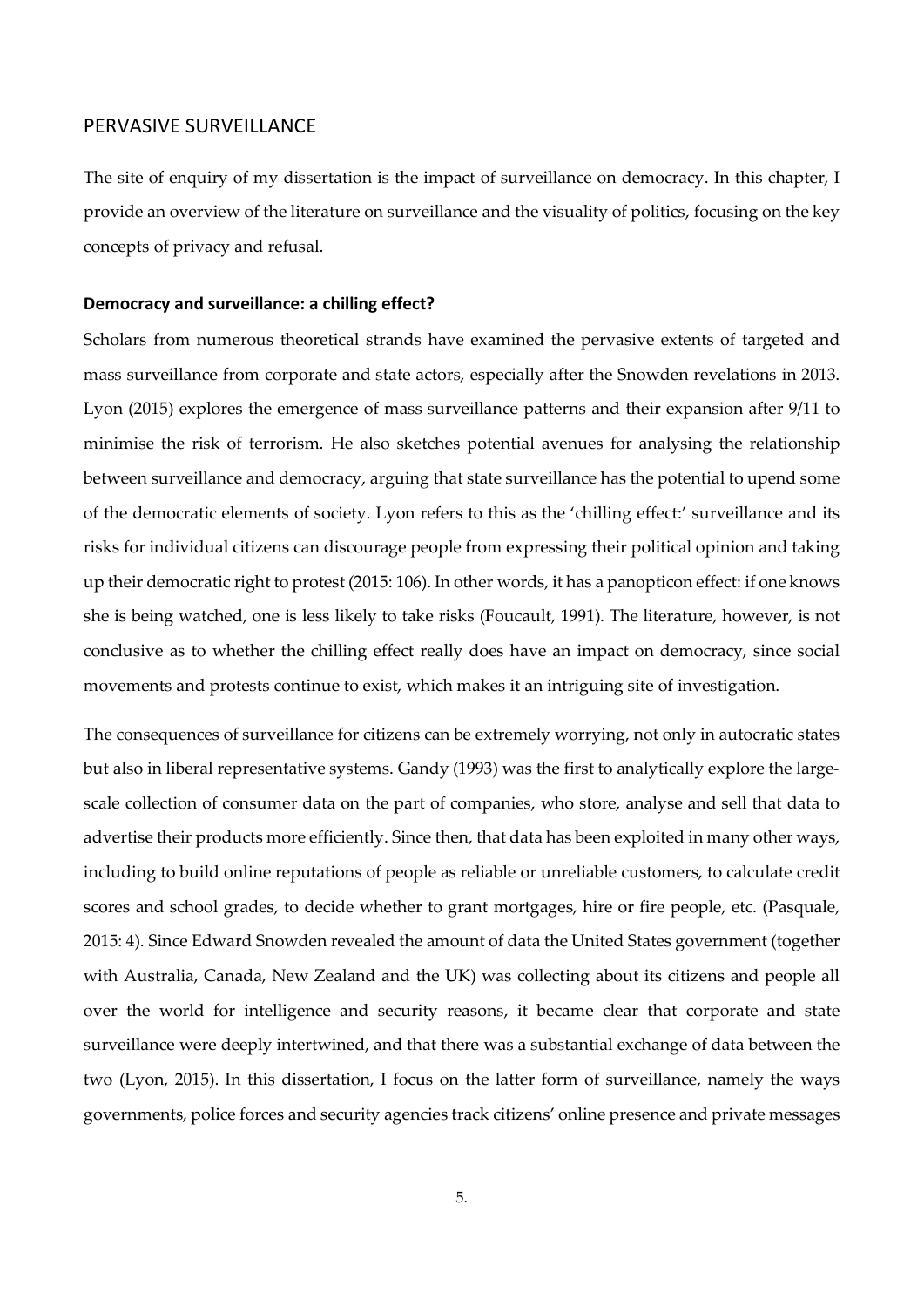## PERVASIVE SURVEILLANCE

The site of enquiry of my dissertation is the impact of surveillance on democracy. In this chapter, I provide an overview of the literature on surveillance and the visuality of politics, focusing on the key concepts of privacy and refusal.

### Democracy and surveillance: a chilling effect?

Scholars from numerous theoretical strands have examined the pervasive extents of targeted and mass surveillance from corporate and state actors, especially after the Snowden revelations in 2013. Lyon (2015) explores the emergence of mass surveillance patterns and their expansion after 9/11 to minimise the risk of terrorism. He also sketches potential avenues for analysing the relationship between surveillance and democracy, arguing that state surveillance has the potential to upend some of the democratic elements of society. Lyon refers to this as the 'chilling effect:' surveillance and its risks for individual citizens can discourage people from expressing their political opinion and taking up their democratic right to protest (2015: 106). In other words, it has a panopticon effect: if one knows she is being watched, one is less likely to take risks (Foucault, 1991). The literature, however, is not conclusive as to whether the chilling effect really does have an impact on democracy, since social movements and protests continue to exist, which makes it an intriguing site of investigation.

The consequences of surveillance for citizens can be extremely worrying, not only in autocratic states but also in liberal representative systems. Gandy (1993) was the first to analytically explore the large-scale collection of consumer data on the part of companies, who store, analyse and sell that data to advertise their products more efficiently. Since then, that data has been exploited in many other ways, including to build online reputations of people as reliable or unreliable customers, to calculate credit scores and school grades, to decide whether to grant mortgages, hire or fire people, etc. (Pasquale, 2015: 4). Since Edward Snowden revealed the amount of data the United States government (together with Australia, Canada, New Zealand and the UK) was collecting about its citizens and people all over the world for intelligence and security reasons, it became clear that corporate and state surveillance were deeply intertwined, and that there was a substantial exchange of data between the two (Lyon, 2015). In this dissertation, I focus on the latter form of surveillance, namely the ways governments, police forces and security agencies track citizens' online presence and private messages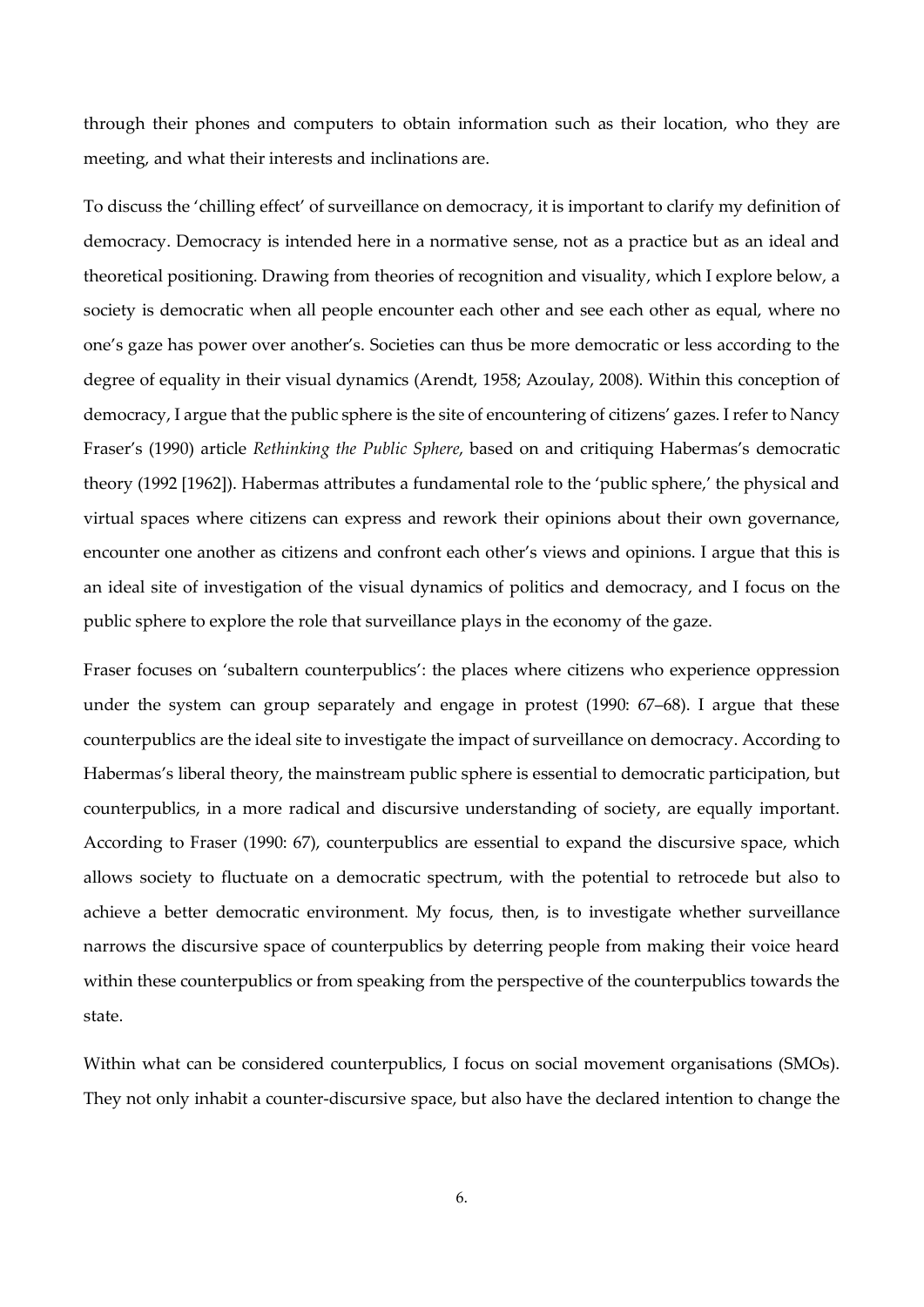through their phones and computers to obtain information such as their location, who they are meeting, and what their interests and inclinations are.

To discuss the 'chilling effect' of surveillance on democracy, it is important to clarify my definition of democracy. Democracy is intended here in a normative sense, not as a practice but as an ideal and theoretical positioning. Drawing from theories of recognition and visuality, which I explore below, a society is democratic when all people encounter each other and see each other as equal, where no one's gaze has power over another's. Societies can thus be more democratic or less according to the degree of equality in their visual dynamics (Arendt, 1958; Azoulay, 2008). Within this conception of democracy, I argue that the public sphere is the site of encountering of citizens' gazes. I refer to Nancy Fraser's (1990) article *Rethinking the Public Sphere*, based on and critiquing Habermas's democratic theory (1992 [1962]). Habermas attributes a fundamental role to the 'public sphere,' the physical and virtual spaces where citizens can express and rework their opinions about their own governance, encounter one another as citizens and confront each other's views and opinions. I argue that this is an ideal site of investigation of the visual dynamics of politics and democracy, and I focus on the public sphere to explore the role that surveillance plays in the economy of the gaze.

Fraser focuses on 'subaltern counterpublics': the places where citizens who experience oppression under the system can group separately and engage in protest (1990: 67–68). I argue that these counterpublics are the ideal site to investigate the impact of surveillance on democracy. According to Habermas's liberal theory, the mainstream public sphere is essential to democratic participation, but counterpublics, in a more radical and discursive understanding of society, are equally important. According to Fraser (1990: 67), counterpublics are essential to expand the discursive space, which allows society to fluctuate on a democratic spectrum, with the potential to retrocede but also to achieve a better democratic environment. My focus, then, is to investigate whether surveillance narrows the discursive space of counterpublics by deterring people from making their voice heard within these counterpublics or from speaking from the perspective of the counterpublics towards the state.

Within what can be considered counterpublics, I focus on social movement organisations (SMOs). They not only inhabit a counter-discursive space, but also have the declared intention to change the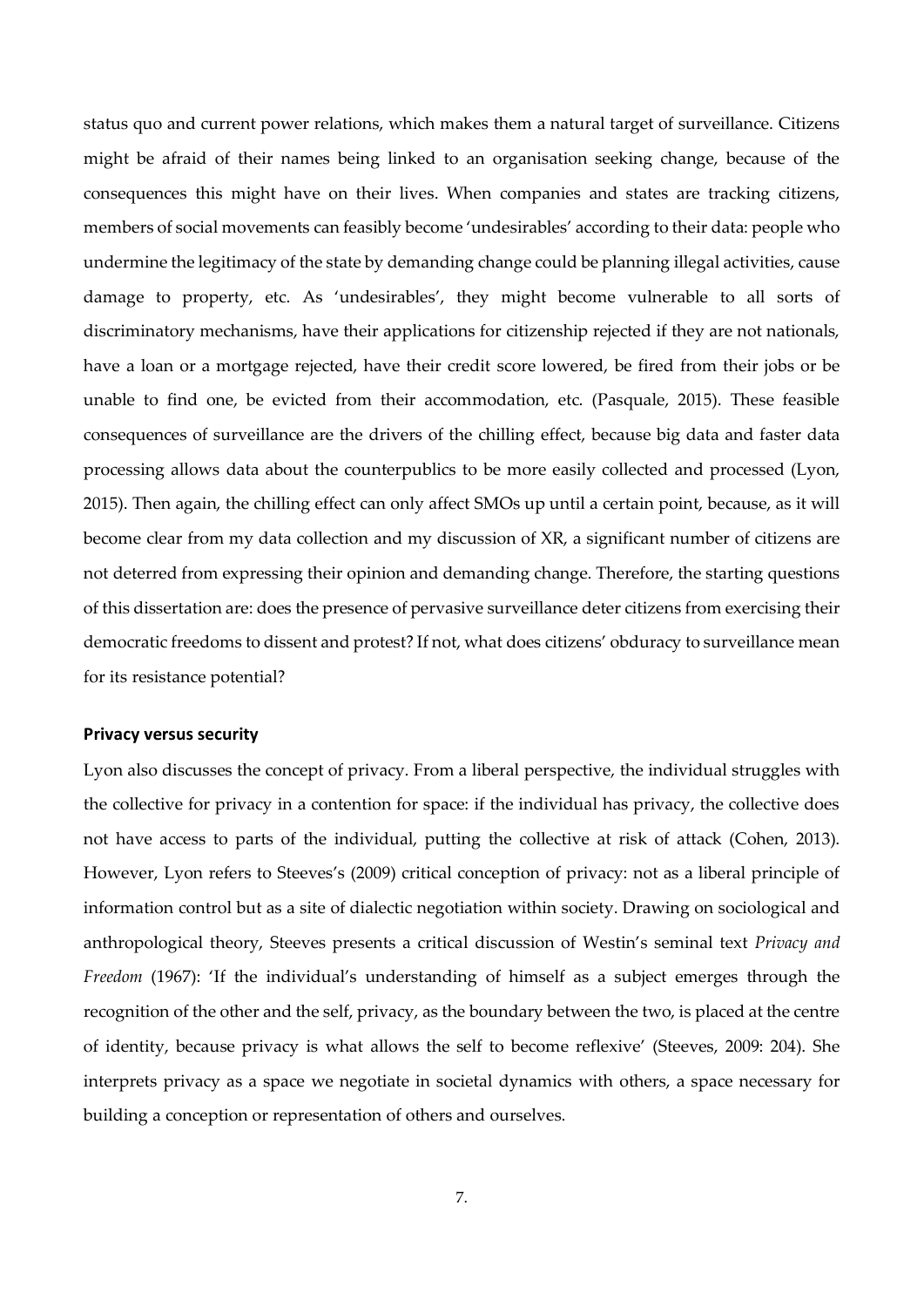status quo and current power relations, which makes them a natural target of surveillance. Citizens might be afraid of their names being linked to an organisation seeking change, because of the consequences this might have on their lives. When companies and states are tracking citizens, members of social movements can feasibly become 'undesirables' according to their data: people who undermine the legitimacy of the state by demanding change could be planning illegal activities, cause damage to property, etc. As 'undesirables', they might become vulnerable to all sorts of discriminatory mechanisms, have their applications for citizenship rejected if they are not nationals, have a loan or a mortgage rejected, have their credit score lowered, be fired from their jobs or be unable to find one, be evicted from their accommodation, etc. (Pasquale, 2015). These feasible consequences of surveillance are the drivers of the chilling effect, because big data and faster data processing allows data about the counterpublics to be more easily collected and processed (Lyon, 2015). Then again, the chilling effect can only affect SMOs up until a certain point, because, as it will become clear from my data collection and my discussion of XR, a significant number of citizens are not deterred from expressing their opinion and demanding change. Therefore, the starting questions of this dissertation are: does the presence of pervasive surveillance deter citizens from exercising their democratic freedoms to dissent and protest? If not, what does citizens' obduracy to surveillance mean for its resistance potential?

### Privacy versus security

Lyon also discusses the concept of privacy. From a liberal perspective, the individual struggles with the collective for privacy in a contention for space: if the individual has privacy, the collective does not have access to parts of the individual, putting the collective at risk of attack (Cohen, 2013). However, Lyon refers to Steeves's (2009) critical conception of privacy: not as a liberal principle of information control but as a site of dialectic negotiation within society. Drawing on sociological and anthropological theory, Steeves presents a critical discussion of Westin's seminal text *Privacy and Freedom* (1967): 'If the individual's understanding of himself as a subject emerges through the recognition of the other and the self, privacy, as the boundary between the two, is placed at the centre of identity, because privacy is what allows the self to become reflexive' (Steeves, 2009: 204). She interprets privacy as a space we negotiate in societal dynamics with others, a space necessary for building a conception or representation of others and ourselves.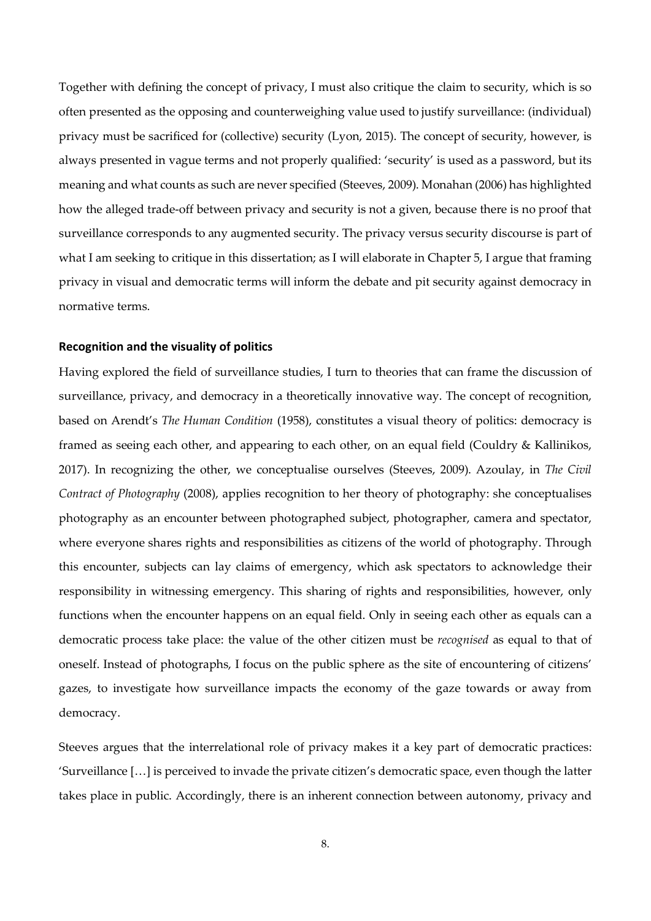Together with defining the concept of privacy, I must also critique the claim to security, which is so often presented as the opposing and counterweighing value used to justify surveillance: (individual) privacy must be sacrificed for (collective) security (Lyon, 2015). The concept of security, however, is always presented in vague terms and not properly qualified: 'security' is used as a password, but its meaning and what counts as such are never specified (Steeves, 2009). Monahan (2006) has highlighted how the alleged trade-off between privacy and security is not a given, because there is no proof that surveillance corresponds to any augmented security. The privacy versus security discourse is part of what I am seeking to critique in this dissertation; as I will elaborate in Chapter 5, I argue that framing privacy in visual and democratic terms will inform the debate and pit security against democracy in normative terms.

### Recognition and the visuality of politics

Having explored the field of surveillance studies, I turn to theories that can frame the discussion of surveillance, privacy, and democracy in a theoretically innovative way. The concept of recognition, based on Arendt's *The Human Condition* (1958), constitutes a visual theory of politics: democracy is framed as seeing each other, and appearing to each other, on an equal field (Couldry & Kallinikos, 2017). In recognizing the other, we conceptualise ourselves (Steeves, 2009). Azoulay, in *The Civil Contract of Photography* (2008), applies recognition to her theory of photography: she conceptualises photography as an encounter between photographed subject, photographer, camera and spectator, where everyone shares rights and responsibilities as citizens of the world of photography. Through this encounter, subjects can lay claims of emergency, which ask spectators to acknowledge their responsibility in witnessing emergency. This sharing of rights and responsibilities, however, only functions when the encounter happens on an equal field. Only in seeing each other as equals can a democratic process take place: the value of the other citizen must be *recognised* as equal to that of oneself. Instead of photographs, I focus on the public sphere as the site of encountering of citizens' gazes, to investigate how surveillance impacts the economy of the gaze towards or away from democracy.

Steeves argues that the interrelational role of privacy makes it a key part of democratic practices: 'Surveillance […] is perceived to invade the private citizen's democratic space, even though the latter takes place in public. Accordingly, there is an inherent connection between autonomy, privacy and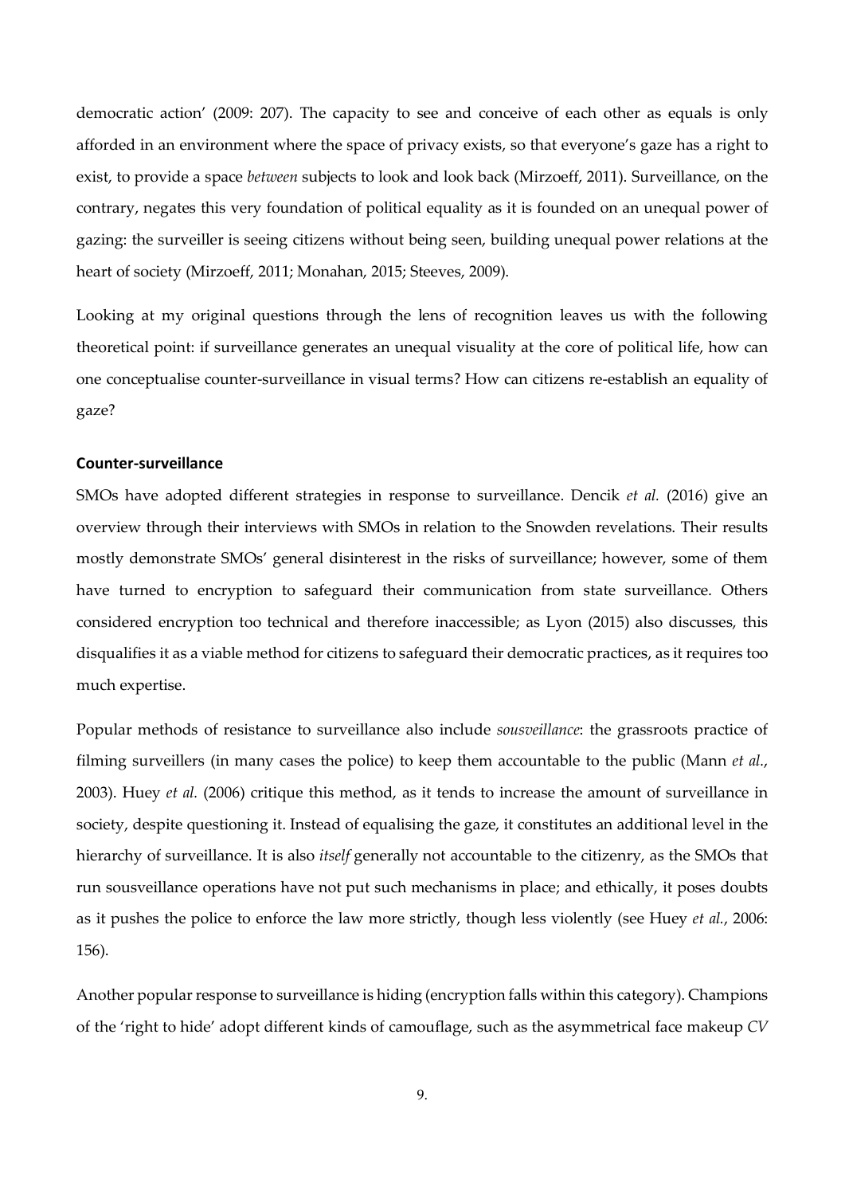democratic action' (2009: 207). The capacity to see and conceive of each other as equals is only afforded in an environment where the space of privacy exists, so that everyone's gaze has a right to exist, to provide a space *between* subjects to look and look back (Mirzoeff, 2011). Surveillance, on the contrary, negates this very foundation of political equality as it is founded on an unequal power of gazing: the surveiller is seeing citizens without being seen, building unequal power relations at the heart of society (Mirzoeff, 2011; Monahan, 2015; Steeves, 2009).

Looking at my original questions through the lens of recognition leaves us with the following theoretical point: if surveillance generates an unequal visuality at the core of political life, how can one conceptualise counter-surveillance in visual terms? How can citizens re-establish an equality of gaze?

**Counter-surveillance**

SMOs have adopted different strategies in response to surveillance. Dencik *et al.* (2016) give an overview through their interviews with SMOs in relation to the Snowden revelations. Their results mostly demonstrate SMOs' general disinterest in the risks of surveillance; however, some of them have turned to encryption to safeguard their communication from state surveillance. Others considered encryption too technical and therefore inaccessible; as Lyon (2015) also discusses, this disqualifies it as a viable method for citizens to safeguard their democratic practices, as it requires too much expertise.

Popular methods of resistance to surveillance also include *sousveillance*: the grassroots practice of filming surveillers (in many cases the police) to keep them accountable to the public (Mann *et al.*, 2003). Huey *et al.* (2006) critique this method, as it tends to increase the amount of surveillance in society, despite questioning it. Instead of equalising the gaze, it constitutes an additional level in the hierarchy of surveillance. It is also *itself* generally not accountable to the citizenry, as the SMOs that run sousveillance operations have not put such mechanisms in place; and ethically, it poses doubts as it pushes the police to enforce the law more strictly, though less violently (see Huey *et al.*, 2006: 156).

Another popular response to surveillance is hiding (encryption falls within this category). Champions of the 'right to hide' adopt different kinds of camouflage, such as the asymmetrical face makeup *CV*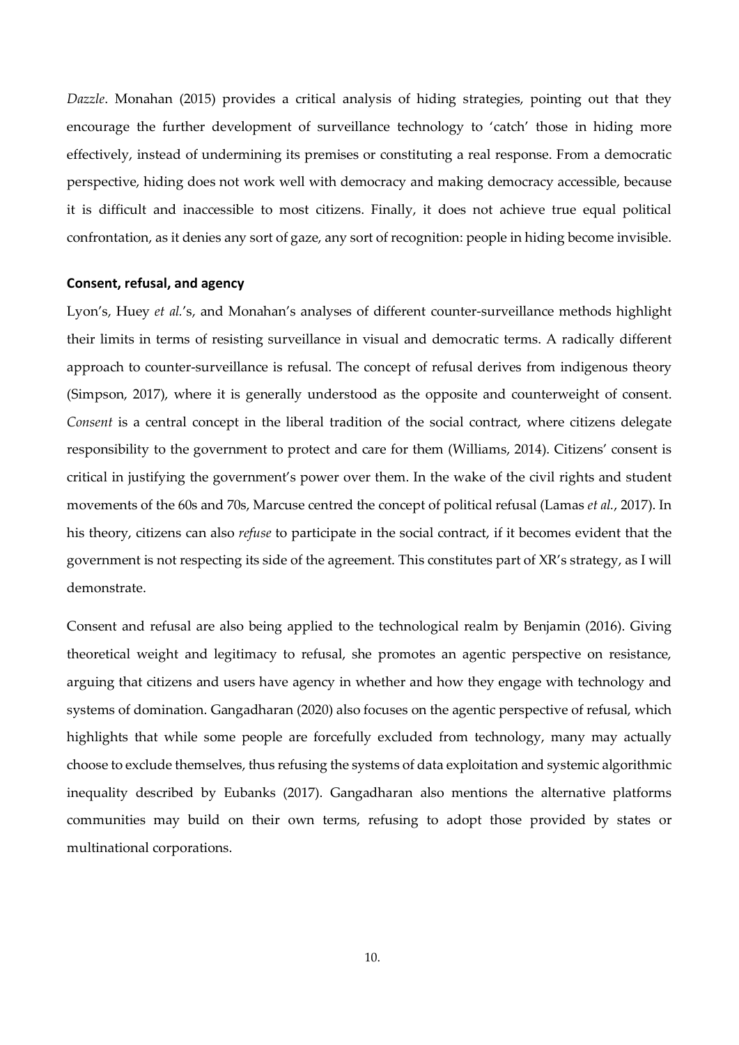*Dazzle*. Monahan (2015) provides a critical analysis of hiding strategies, pointing out that they encourage the further development of surveillance technology to 'catch' those in hiding more effectively, instead of undermining its premises or constituting a real response. From a democratic perspective, hiding does not work well with democracy and making democracy accessible, because it is difficult and inaccessible to most citizens. Finally, it does not achieve true equal political confrontation, as it denies any sort of gaze, any sort of recognition: people in hiding become invisible.

### Consent, refusal, and agency

Lyon's, Huey *et al.*'s, and Monahan's analyses of different counter-surveillance methods highlight their limits in terms of resisting surveillance in visual and democratic terms. A radically different approach to counter-surveillance is refusal. The concept of refusal derives from indigenous theory (Simpson, 2017), where it is generally understood as the opposite and counterweight of consent. *Consent* is a central concept in the liberal tradition of the social contract, where citizens delegate responsibility to the government to protect and care for them (Williams, 2014). Citizens' consent is critical in justifying the government's power over them. In the wake of the civil rights and student movements of the 60s and 70s, Marcuse centred the concept of political refusal (Lamas *et al.*, 2017). In his theory, citizens can also *refuse* to participate in the social contract, if it becomes evident that the government is not respecting its side of the agreement. This constitutes part of XR's strategy, as I will demonstrate.

Consent and refusal are also being applied to the technological realm by Benjamin (2016). Giving theoretical weight and legitimacy to refusal, she promotes an agentic perspective on resistance, arguing that citizens and users have agency in whether and how they engage with technology and systems of domination. Gangadharan (2020) also focuses on the agentic perspective of refusal, which highlights that while some people are forcefully excluded from technology, many may actually choose to exclude themselves, thus refusing the systems of data exploitation and systemic algorithmic inequality described by Eubanks (2017). Gangadharan also mentions the alternative platforms communities may build on their own terms, refusing to adopt those provided by states or multinational corporations.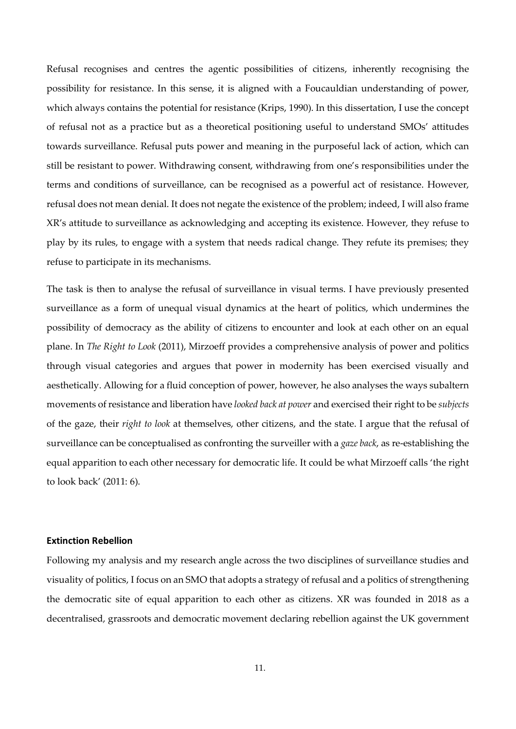Refusal recognises and centres the agentic possibilities of citizens, inherently recognising the possibility for resistance. In this sense, it is aligned with a Foucauldian understanding of power, which always contains the potential for resistance (Krips, 1990). In this dissertation, I use the concept of refusal not as a practice but as a theoretical positioning useful to understand SMOs' attitudes towards surveillance. Refusal puts power and meaning in the purposeful lack of action, which can still be resistant to power. Withdrawing consent, withdrawing from one's responsibilities under the terms and conditions of surveillance, can be recognised as a powerful act of resistance. However, refusal does not mean denial. It does not negate the existence of the problem; indeed, I will also frame XR's attitude to surveillance as acknowledging and accepting its existence. However, they refuse to play by its rules, to engage with a system that needs radical change. They refute its premises; they refuse to participate in its mechanisms.

The task is then to analyse the refusal of surveillance in visual terms. I have previously presented surveillance as a form of unequal visual dynamics at the heart of politics, which undermines the possibility of democracy as the ability of citizens to encounter and look at each other on an equal plane. In *The Right to Look* (2011), Mirzoeff provides a comprehensive analysis of power and politics through visual categories and argues that power in modernity has been exercised visually and aesthetically. Allowing for a fluid conception of power, however, he also analyses the ways subaltern movements of resistance and liberation have *looked back at power* and exercised their right to be *subjects* of the gaze, their *right to look* at themselves, other citizens, and the state. I argue that the refusal of surveillance can be conceptualised as confronting the surveiller with a *gaze back*, as re-establishing the equal apparition to each other necessary for democratic life. It could be what Mirzoeff calls 'the right to look back' (2011: 6).

### Extinction Rebellion

Following my analysis and my research angle across the two disciplines of surveillance studies and visuality of politics, I focus on an SMO that adopts a strategy of refusal and a politics of strengthening the democratic site of equal apparition to each other as citizens. XR was founded in 2018 as a decentralised, grassroots and democratic movement declaring rebellion against the UK government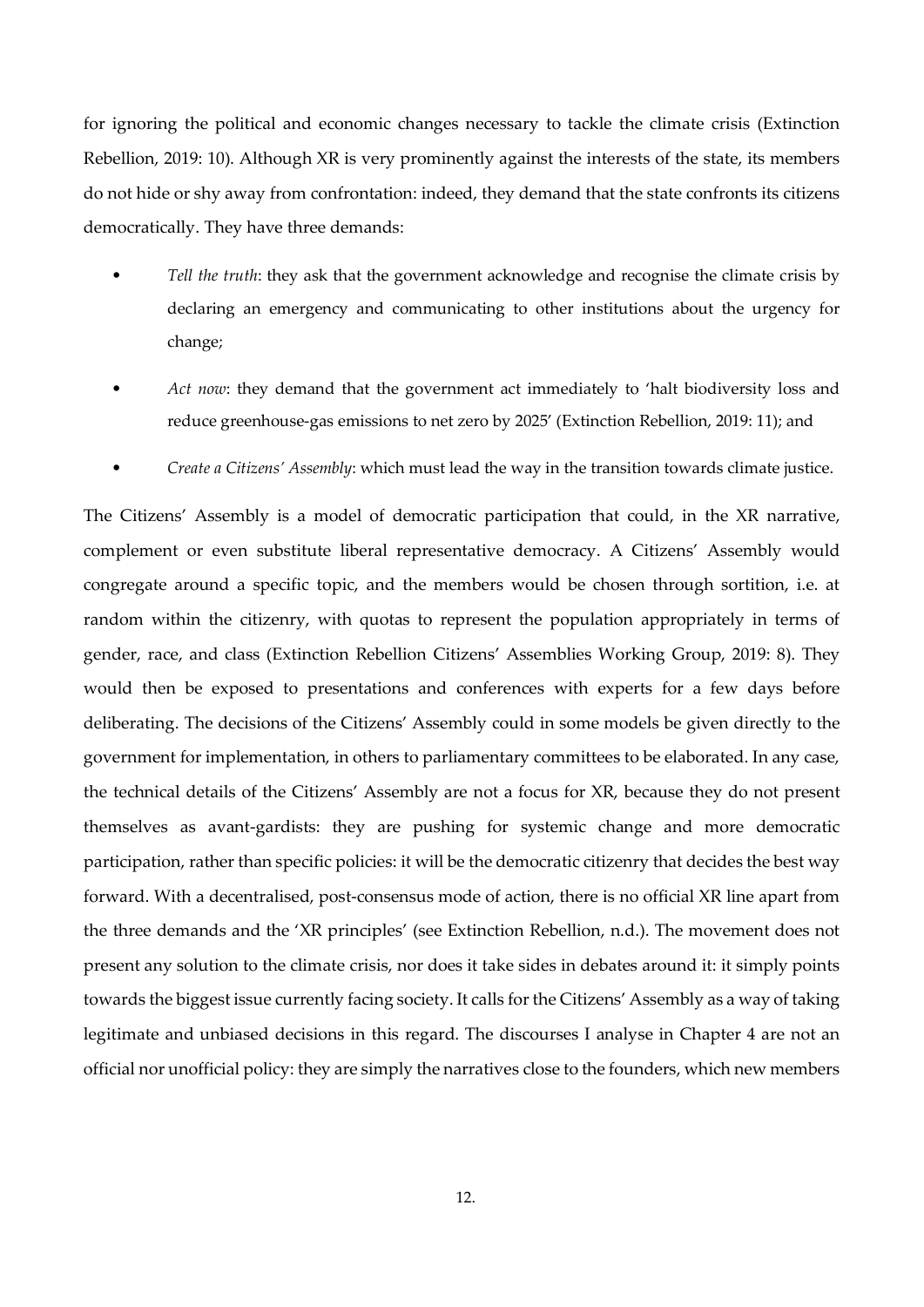for ignoring the political and economic changes necessary to tackle the climate crisis (Extinction Rebellion, 2019: 10). Although XR is very prominently against the interests of the state, its members do not hide or shy away from confrontation: indeed, they demand that the state confronts its citizens democratically. They have three demands:

- *Tell the truth*: they ask that the government acknowledge and recognise the climate crisis by declaring an emergency and communicating to other institutions about the urgency for change;
- *Act now*: they demand that the government act immediately to 'halt biodiversity loss and reduce greenhouse-gas emissions to net zero by 2025' (Extinction Rebellion, 2019: 11); and
- *Create a Citizens' Assembly*: which must lead the way in the transition towards climate justice.

The Citizens' Assembly is a model of democratic participation that could, in the XR narrative, complement or even substitute liberal representative democracy. A Citizens' Assembly would congregate around a specific topic, and the members would be chosen through sortition, i.e. at random within the citizenry, with quotas to represent the population appropriately in terms of gender, race, and class (Extinction Rebellion Citizens' Assemblies Working Group, 2019: 8). They would then be exposed to presentations and conferences with experts for a few days before deliberating. The decisions of the Citizens' Assembly could in some models be given directly to the government for implementation, in others to parliamentary committees to be elaborated. In any case, the technical details of the Citizens' Assembly are not a focus for XR, because they do not present themselves as avant-gardists: they are pushing for systemic change and more democratic participation, rather than specific policies: it will be the democratic citizenry that decides the best way forward. With a decentralised, post-consensus mode of action, there is no official XR line apart from the three demands and the 'XR principles' (see Extinction Rebellion, n.d.). The movement does not present any solution to the climate crisis, nor does it take sides in debates around it: it simply points towards the biggest issue currently facing society. It calls for the Citizens' Assembly as a way of taking legitimate and unbiased decisions in this regard. The discourses I analyse in Chapter 4 are not an official nor unofficial policy: they are simply the narratives close to the founders, which new members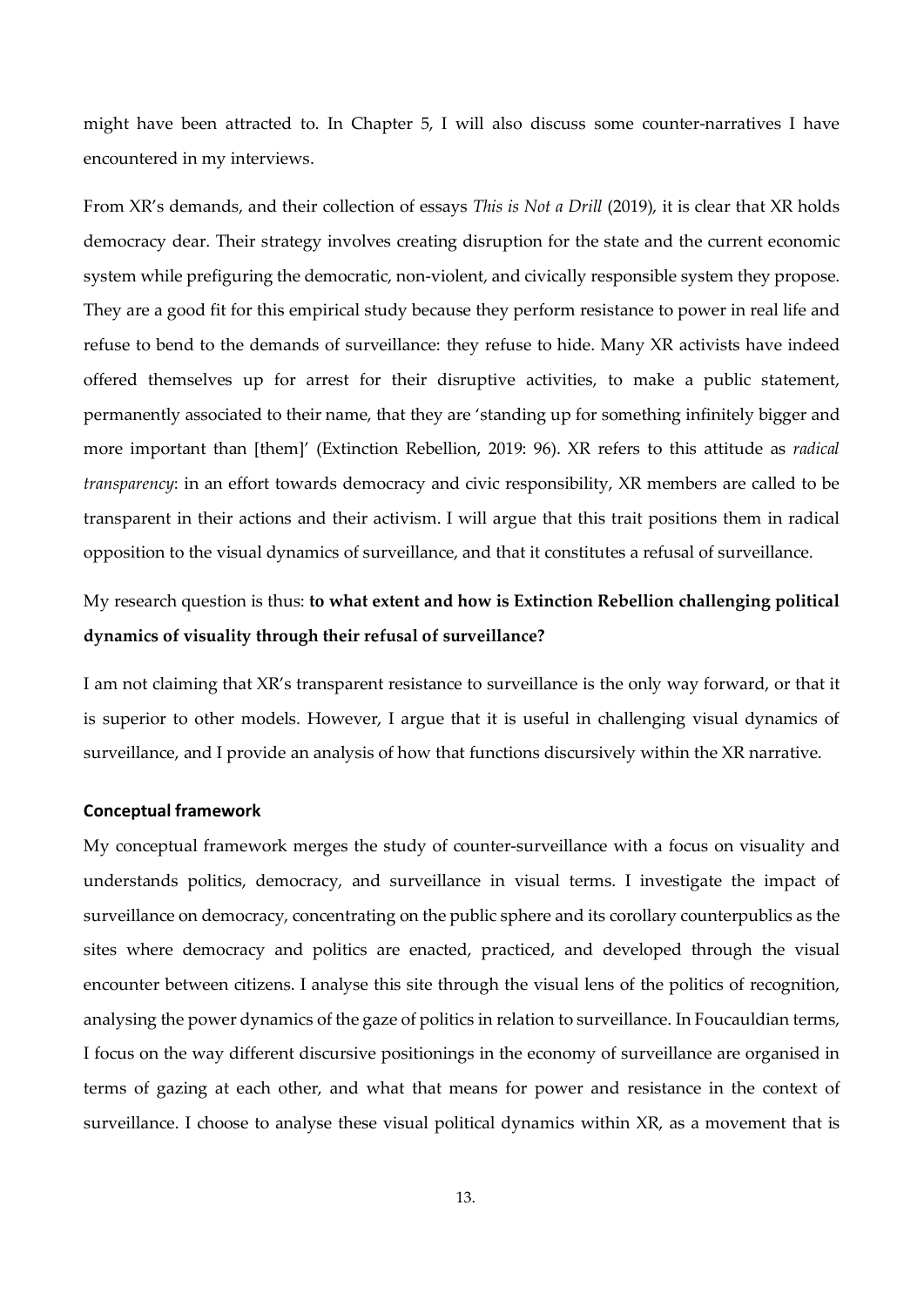might have been attracted to. In Chapter 5, I will also discuss some counter-narratives I have encountered in my interviews.

From XR's demands, and their collection of essays *This is Not a Drill* (2019), it is clear that XR holds democracy dear. Their strategy involves creating disruption for the state and the current economic system while prefiguring the democratic, non-violent, and civically responsible system they propose. They are a good fit for this empirical study because they perform resistance to power in real life and refuse to bend to the demands of surveillance: they refuse to hide. Many XR activists have indeed offered themselves up for arrest for their disruptive activities, to make a public statement, permanently associated to their name, that they are 'standing up for something infinitely bigger and more important than [them]' (Extinction Rebellion, 2019: 96). XR refers to this attitude as *radical transparency*: in an effort towards democracy and civic responsibility, XR members are called to be transparent in their actions and their activism. I will argue that this trait positions them in radical opposition to the visual dynamics of surveillance, and that it constitutes a refusal of surveillance.

My research question is thus: **to what extent and how is Extinction Rebellion challenging political dynamics of visuality through their refusal of surveillance?**

I am not claiming that XR's transparent resistance to surveillance is the only way forward, or that it is superior to other models. However, I argue that it is useful in challenging visual dynamics of surveillance, and I provide an analysis of how that functions discursively within the XR narrative.

### Conceptual framework

My conceptual framework merges the study of counter-surveillance with a focus on visuality and understands politics, democracy, and surveillance in visual terms. I investigate the impact of surveillance on democracy, concentrating on the public sphere and its corollary counterpublics as the sites where democracy and politics are enacted, practiced, and developed through the visual encounter between citizens. I analyse this site through the visual lens of the politics of recognition, analysing the power dynamics of the gaze of politics in relation to surveillance. In Foucauldian terms, I focus on the way different discursive positionings in the economy of surveillance are organised in terms of gazing at each other, and what that means for power and resistance in the context of surveillance. I choose to analyse these visual political dynamics within XR, as a movement that is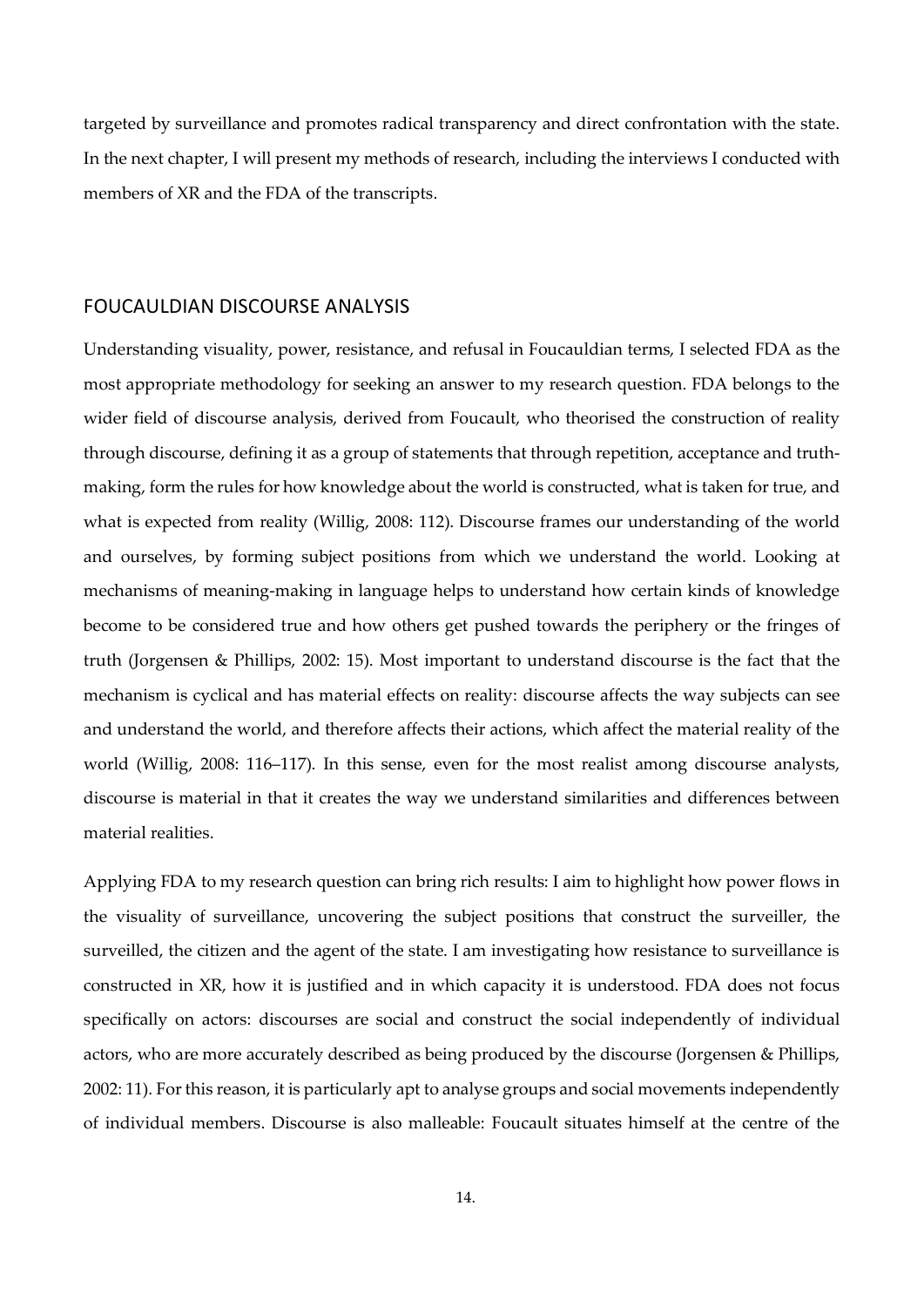targeted by surveillance and promotes radical transparency and direct confrontation with the state. In the next chapter, I will present my methods of research, including the interviews I conducted with members of XR and the FDA of the transcripts.

## FOUCAULDIAN DISCOURSE ANALYSIS

Understanding visuality, power, resistance, and refusal in Foucauldian terms, I selected FDA as the most appropriate methodology for seeking an answer to my research question. FDA belongs to the wider field of discourse analysis, derived from Foucault, who theorised the construction of reality through discourse, defining it as a group of statements that through repetition, acceptance and truth-making, form the rules for how knowledge about the world is constructed, what is taken for true, and what is expected from reality (Willig, 2008: 112). Discourse frames our understanding of the world and ourselves, by forming subject positions from which we understand the world. Looking at mechanisms of meaning-making in language helps to understand how certain kinds of knowledge become to be considered true and how others get pushed towards the periphery or the fringes of truth (Jorgensen & Phillips, 2002: 15). Most important to understand discourse is the fact that the mechanism is cyclical and has material effects on reality: discourse affects the way subjects can see and understand the world, and therefore affects their actions, which affect the material reality of the world (Willig, 2008: 116–117). In this sense, even for the most realist among discourse analysts, discourse is material in that it creates the way we understand similarities and differences between material realities.

Applying FDA to my research question can bring rich results: I aim to highlight how power flows in the visuality of surveillance, uncovering the subject positions that construct the surveiller, the surveilled, the citizen and the agent of the state. I am investigating how resistance to surveillance is constructed in XR, how it is justified and in which capacity it is understood. FDA does not focus specifically on actors: discourses are social and construct the social independently of individual actors, who are more accurately described as being produced by the discourse (Jorgensen & Phillips, 2002: 11). For this reason, it is particularly apt to analyse groups and social movements independently of individual members. Discourse is also malleable: Foucault situates himself at the centre of the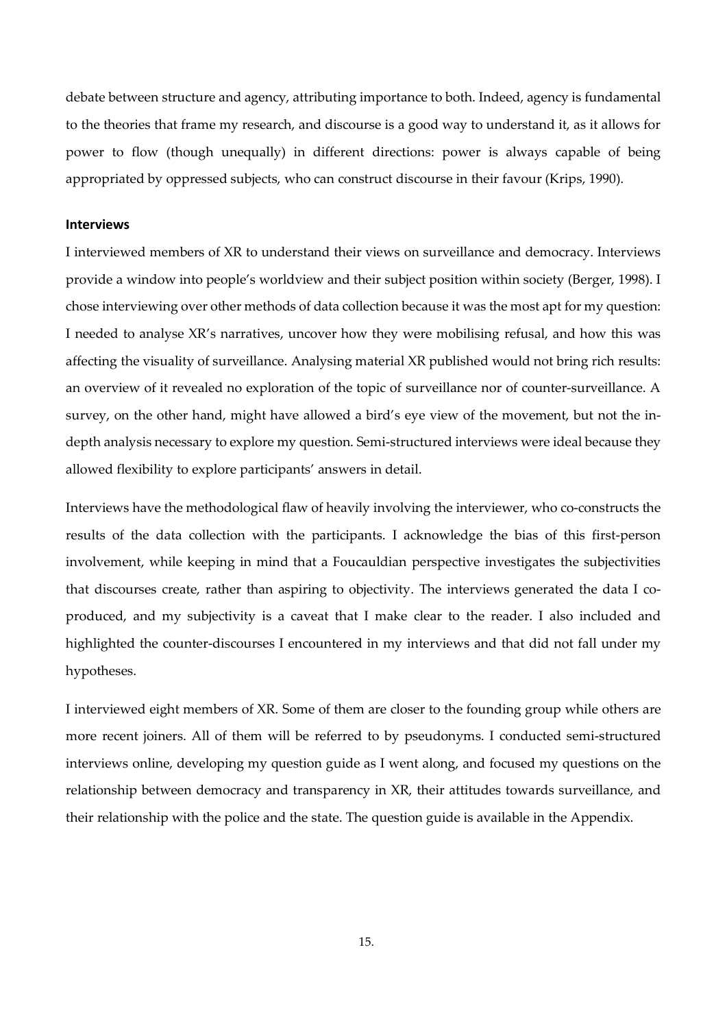debate between structure and agency, attributing importance to both. Indeed, agency is fundamental to the theories that frame my research, and discourse is a good way to understand it, as it allows for power to flow (though unequally) in different directions: power is always capable of being appropriated by oppressed subjects, who can construct discourse in their favour (Krips, 1990).

### Interviews

I interviewed members of XR to understand their views on surveillance and democracy. Interviews provide a window into people's worldview and their subject position within society (Berger, 1998). I chose interviewing over other methods of data collection because it was the most apt for my question: I needed to analyse XR's narratives, uncover how they were mobilising refusal, and how this was affecting the visuality of surveillance. Analysing material XR published would not bring rich results: an overview of it revealed no exploration of the topic of surveillance nor of counter-surveillance. A survey, on the other hand, might have allowed a bird's eye view of the movement, but not the in-depth analysis necessary to explore my question. Semi-structured interviews were ideal because they allowed flexibility to explore participants' answers in detail.

Interviews have the methodological flaw of heavily involving the interviewer, who co-constructs the results of the data collection with the participants. I acknowledge the bias of this first-person involvement, while keeping in mind that a Foucauldian perspective investigates the subjectivities that discourses create, rather than aspiring to objectivity. The interviews generated the data I co-produced, and my subjectivity is a caveat that I make clear to the reader. I also included and highlighted the counter-discourses I encountered in my interviews and that did not fall under my hypotheses.

I interviewed eight members of XR. Some of them are closer to the founding group while others are more recent joiners. All of them will be referred to by pseudonyms. I conducted semi-structured interviews online, developing my question guide as I went along, and focused my questions on the relationship between democracy and transparency in XR, their attitudes towards surveillance, and their relationship with the police and the state. The question guide is available in the Appendix.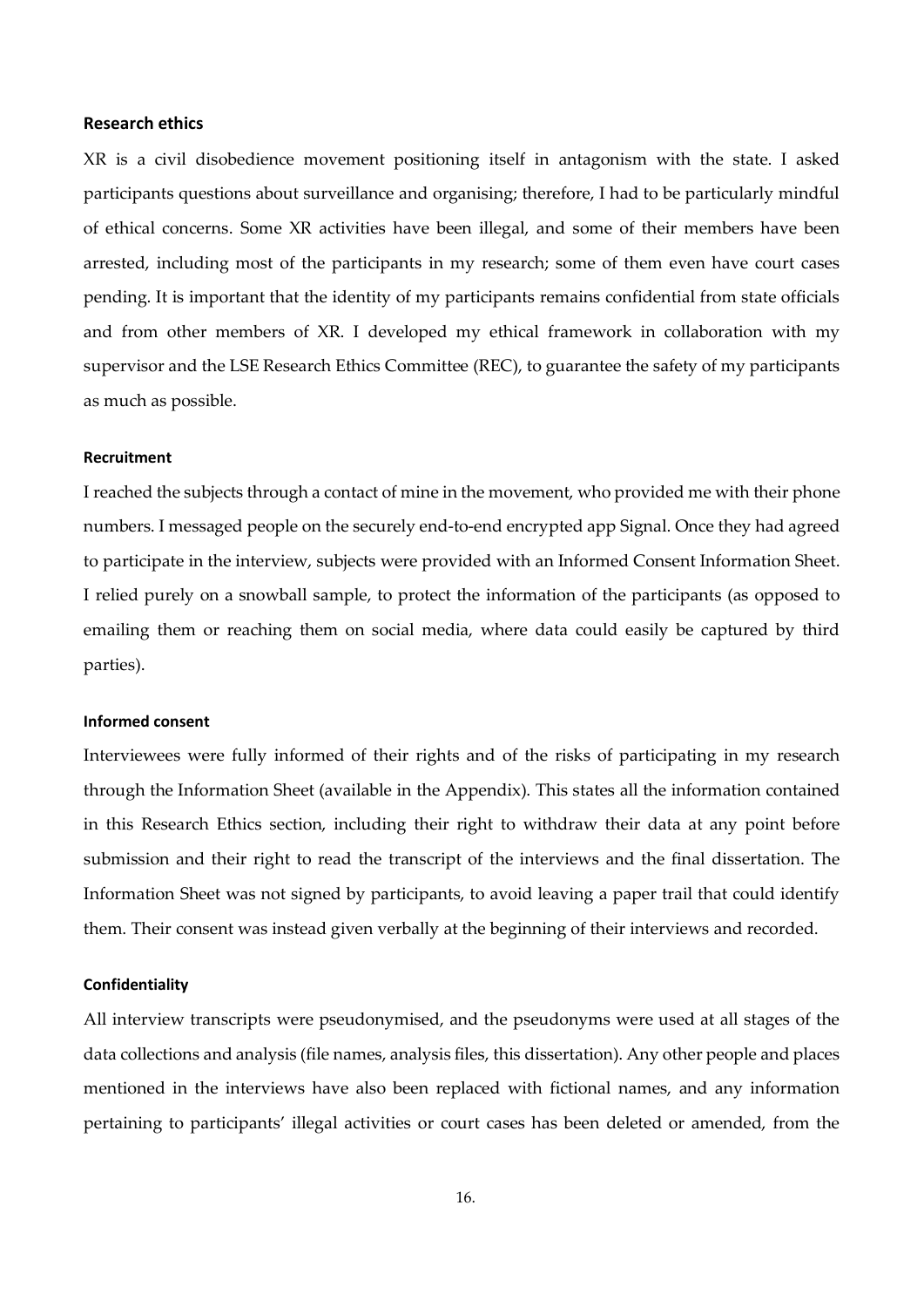## Research ethics

XR is a civil disobedience movement positioning itself in antagonism with the state. I asked participants questions about surveillance and organising; therefore, I had to be particularly mindful of ethical concerns. Some XR activities have been illegal, and some of their members have been arrested, including most of the participants in my research; some of them even have court cases pending. It is important that the identity of my participants remains confidential from state officials and from other members of XR. I developed my ethical framework in collaboration with my supervisor and the LSE Research Ethics Committee (REC), to guarantee the safety of my participants as much as possible.

### Recruitment

I reached the subjects through a contact of mine in the movement, who provided me with their phone numbers. I messaged people on the securely end-to-end encrypted app Signal. Once they had agreed to participate in the interview, subjects were provided with an Informed Consent Information Sheet. I relied purely on a snowball sample, to protect the information of the participants (as opposed to emailing them or reaching them on social media, where data could easily be captured by third parties).

### Informed consent

Interviewees were fully informed of their rights and of the risks of participating in my research through the Information Sheet (available in the Appendix). This states all the information contained in this Research Ethics section, including their right to withdraw their data at any point before submission and their right to read the transcript of the interviews and the final dissertation. The Information Sheet was not signed by participants, to avoid leaving a paper trail that could identify them. Their consent was instead given verbally at the beginning of their interviews and recorded.

### Confidentiality

All interview transcripts were pseudonymised, and the pseudonyms were used at all stages of the data collections and analysis (file names, analysis files, this dissertation). Any other people and places mentioned in the interviews have also been replaced with fictional names, and any information pertaining to participants' illegal activities or court cases has been deleted or amended, from the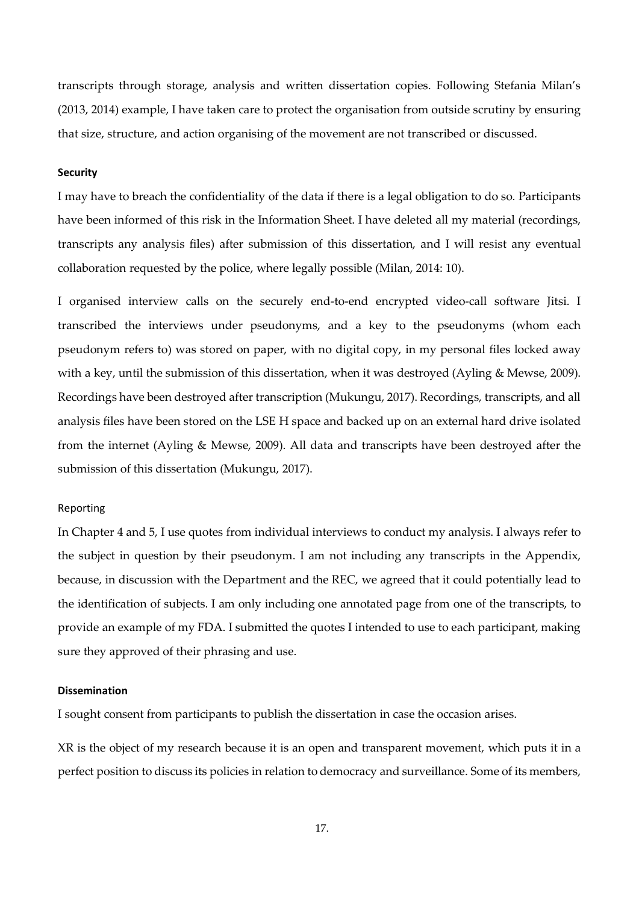transcripts through storage, analysis and written dissertation copies. Following Stefania Milan's (2013, 2014) example, I have taken care to protect the organisation from outside scrutiny by ensuring that size, structure, and action organising of the movement are not transcribed or discussed.

#### Security

I may have to breach the confidentiality of the data if there is a legal obligation to do so. Participants have been informed of this risk in the Information Sheet. I have deleted all my material (recordings, transcripts any analysis files) after submission of this dissertation, and I will resist any eventual collaboration requested by the police, where legally possible (Milan, 2014: 10).

I organised interview calls on the securely end-to-end encrypted video-call software Jitsi. I transcribed the interviews under pseudonyms, and a key to the pseudonyms (whom each pseudonym refers to) was stored on paper, with no digital copy, in my personal files locked away with a key, until the submission of this dissertation, when it was destroyed (Ayling & Mewse, 2009). Recordings have been destroyed after transcription (Mukungu, 2017). Recordings, transcripts, and all analysis files have been stored on the LSE H space and backed up on an external hard drive isolated from the internet (Ayling & Mewse, 2009). All data and transcripts have been destroyed after the submission of this dissertation (Mukungu, 2017).

#### Reporting

In Chapter 4 and 5, I use quotes from individual interviews to conduct my analysis. I always refer to the subject in question by their pseudonym. I am not including any transcripts in the Appendix, because, in discussion with the Department and the REC, we agreed that it could potentially lead to the identification of subjects. I am only including one annotated page from one of the transcripts, to provide an example of my FDA. I submitted the quotes I intended to use to each participant, making sure they approved of their phrasing and use.

#### Dissemination

I sought consent from participants to publish the dissertation in case the occasion arises.

XR is the object of my research because it is an open and transparent movement, which puts it in a perfect position to discuss its policies in relation to democracy and surveillance. Some of its members,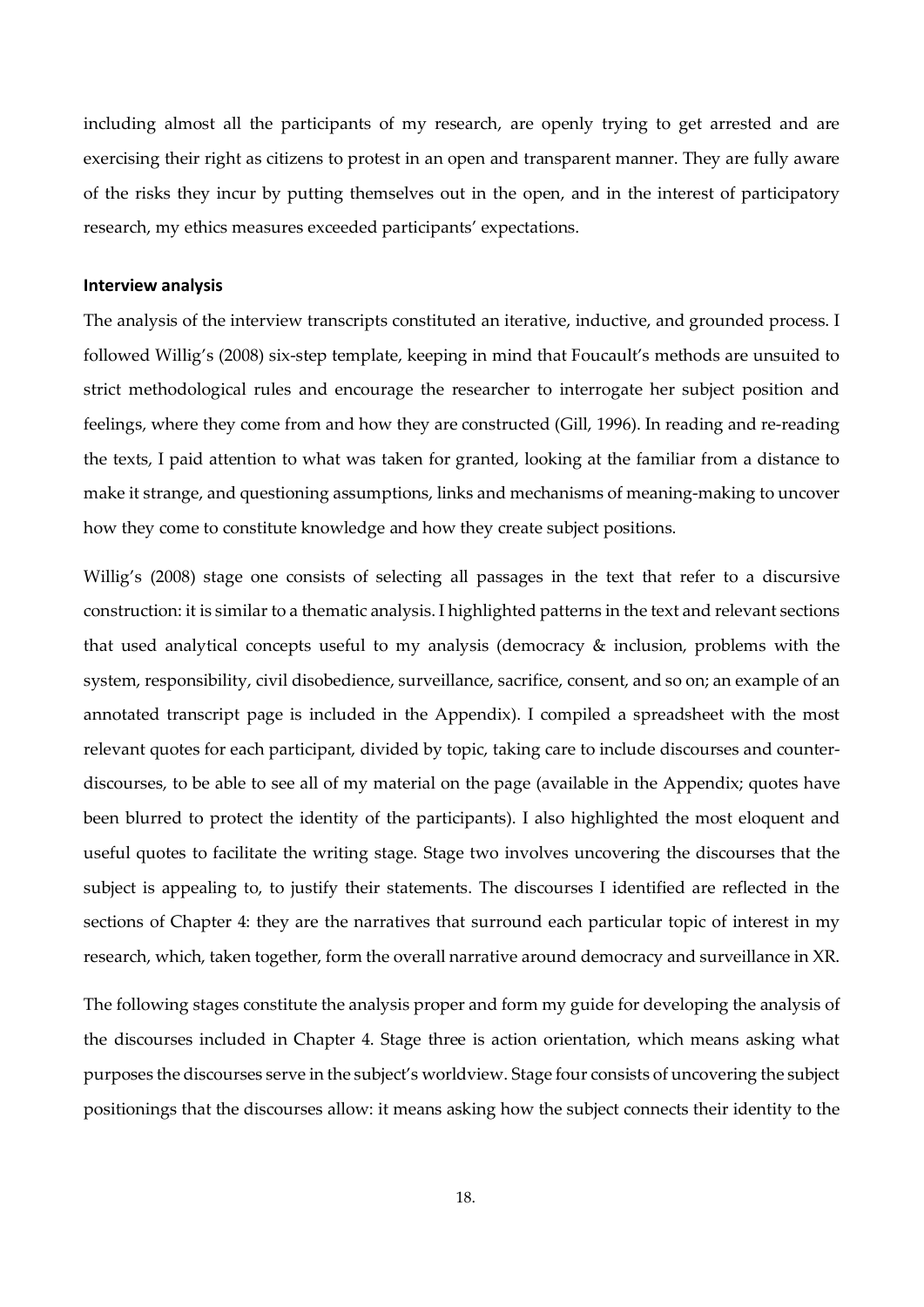including almost all the participants of my research, are openly trying to get arrested and are exercising their right as citizens to protest in an open and transparent manner. They are fully aware of the risks they incur by putting themselves out in the open, and in the interest of participatory research, my ethics measures exceeded participants' expectations.

**Interview analysis**

The analysis of the interview transcripts constituted an iterative, inductive, and grounded process. I followed Willig's (2008) six-step template, keeping in mind that Foucault's methods are unsuited to strict methodological rules and encourage the researcher to interrogate her subject position and feelings, where they come from and how they are constructed (Gill, 1996). In reading and re-reading the texts, I paid attention to what was taken for granted, looking at the familiar from a distance to make it strange, and questioning assumptions, links and mechanisms of meaning-making to uncover how they come to constitute knowledge and how they create subject positions.

Willig's (2008) stage one consists of selecting all passages in the text that refer to a discursive construction: it is similar to a thematic analysis. I highlighted patterns in the text and relevant sections that used analytical concepts useful to my analysis (democracy & inclusion, problems with the system, responsibility, civil disobedience, surveillance, sacrifice, consent, and so on; an example of an annotated transcript page is included in the Appendix). I compiled a spreadsheet with the most relevant quotes for each participant, divided by topic, taking care to include discourses and counter-discourses, to be able to see all of my material on the page (available in the Appendix; quotes have been blurred to protect the identity of the participants). I also highlighted the most eloquent and useful quotes to facilitate the writing stage. Stage two involves uncovering the discourses that the subject is appealing to, to justify their statements. The discourses I identified are reflected in the sections of Chapter 4: they are the narratives that surround each particular topic of interest in my research, which, taken together, form the overall narrative around democracy and surveillance in XR.

The following stages constitute the analysis proper and form my guide for developing the analysis of the discourses included in Chapter 4. Stage three is action orientation, which means asking what purposes the discourses serve in the subject's worldview. Stage four consists of uncovering the subject positionings that the discourses allow: it means asking how the subject connects their identity to the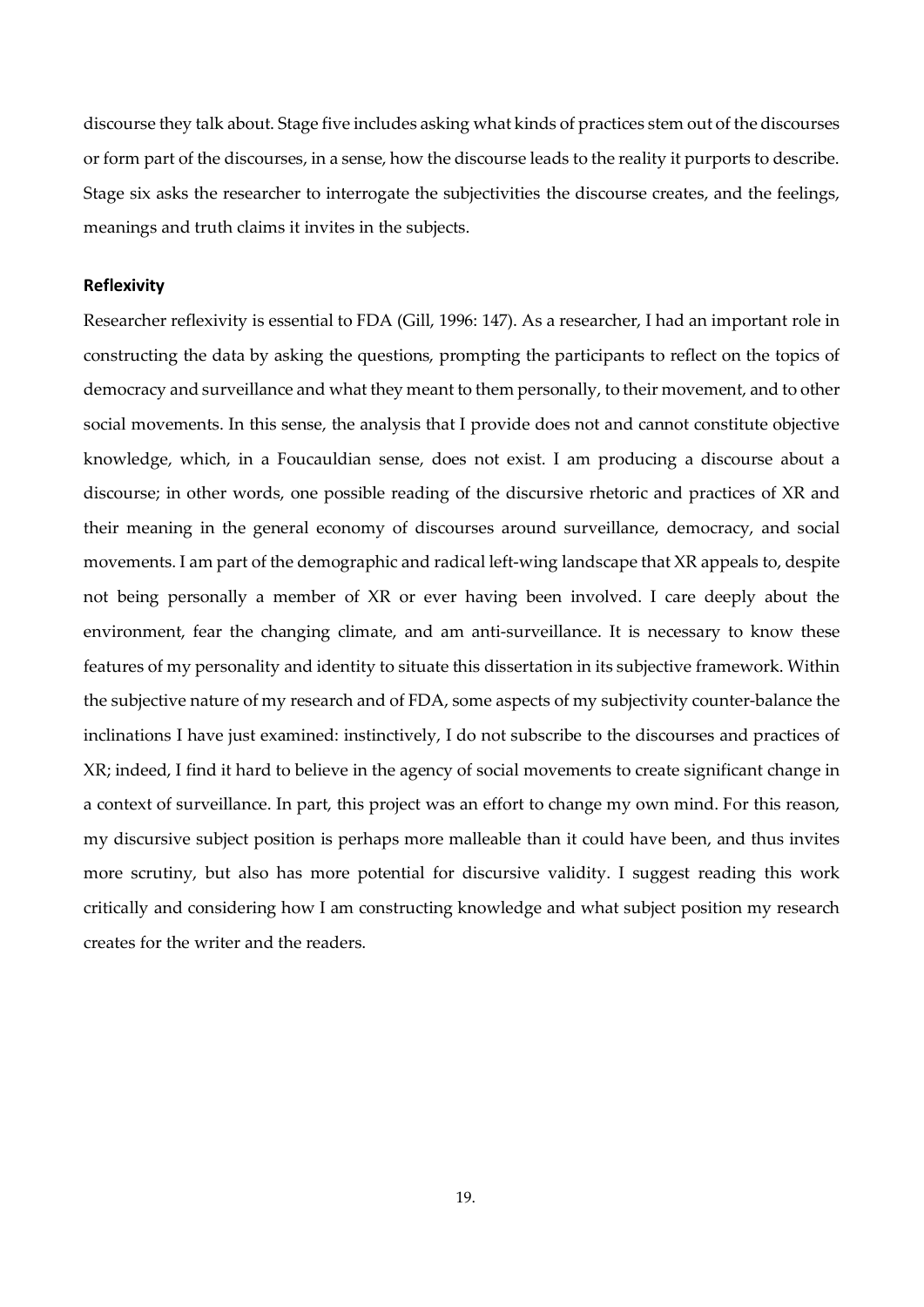discourse they talk about. Stage five includes asking what kinds of practices stem out of the discourses or form part of the discourses, in a sense, how the discourse leads to the reality it purports to describe. Stage six asks the researcher to interrogate the subjectivities the discourse creates, and the feelings, meanings and truth claims it invites in the subjects.

### Reflexivity

Researcher reflexivity is essential to FDA (Gill, 1996: 147). As a researcher, I had an important role in constructing the data by asking the questions, prompting the participants to reflect on the topics of democracy and surveillance and what they meant to them personally, to their movement, and to other social movements. In this sense, the analysis that I provide does not and cannot constitute objective knowledge, which, in a Foucauldian sense, does not exist. I am producing a discourse about a discourse; in other words, one possible reading of the discursive rhetoric and practices of XR and their meaning in the general economy of discourses around surveillance, democracy, and social movements. I am part of the demographic and radical left-wing landscape that XR appeals to, despite not being personally a member of XR or ever having been involved. I care deeply about the environment, fear the changing climate, and am anti-surveillance. It is necessary to know these features of my personality and identity to situate this dissertation in its subjective framework. Within the subjective nature of my research and of FDA, some aspects of my subjectivity counter-balance the inclinations I have just examined: instinctively, I do not subscribe to the discourses and practices of XR; indeed, I find it hard to believe in the agency of social movements to create significant change in a context of surveillance. In part, this project was an effort to change my own mind. For this reason, my discursive subject position is perhaps more malleable than it could have been, and thus invites more scrutiny, but also has more potential for discursive validity. I suggest reading this work critically and considering how I am constructing knowledge and what subject position my research creates for the writer and the readers.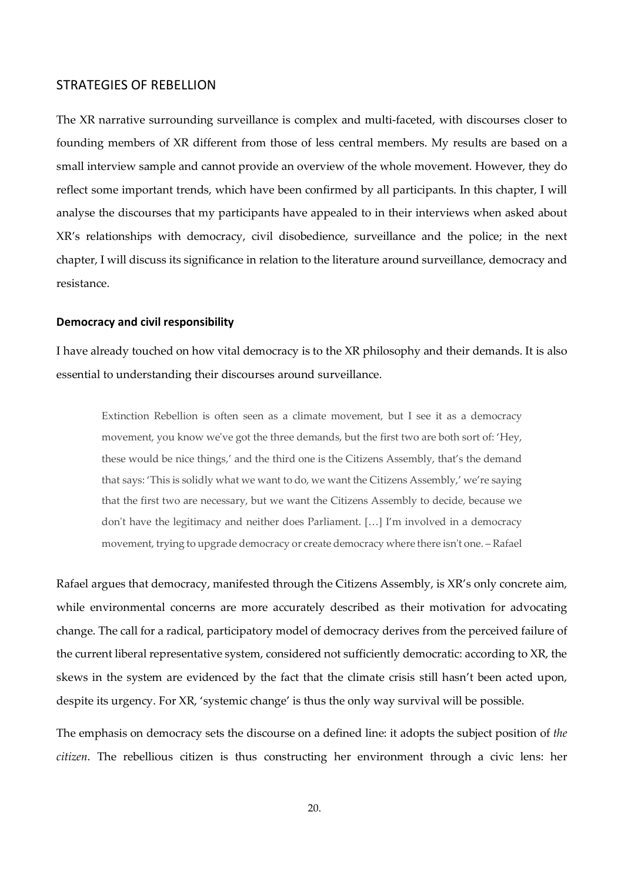## STRATEGIES OF REBELLION

The XR narrative surrounding surveillance is complex and multi-faceted, with discourses closer to founding members of XR different from those of less central members. My results are based on a small interview sample and cannot provide an overview of the whole movement. However, they do reflect some important trends, which have been confirmed by all participants. In this chapter, I will analyse the discourses that my participants have appealed to in their interviews when asked about XR's relationships with democracy, civil disobedience, surveillance and the police; in the next chapter, I will discuss its significance in relation to the literature around surveillance, democracy and resistance.

### Democracy and civil responsibility

I have already touched on how vital democracy is to the XR philosophy and their demands. It is also essential to understanding their discourses around surveillance.

> Extinction Rebellion is often seen as a climate movement, but I see it as a democracy movement, you know we've got the three demands, but the first two are both sort of: 'Hey, these would be nice things,' and the third one is the Citizens Assembly, that's the demand that says: 'This is solidly what we want to do, we want the Citizens Assembly,' we're saying that the first two are necessary, but we want the Citizens Assembly to decide, because we don't have the legitimacy and neither does Parliament. […] I'm involved in a democracy movement, trying to upgrade democracy or create democracy where there isn't one. – Rafael

Rafael argues that democracy, manifested through the Citizens Assembly, is XR's only concrete aim, while environmental concerns are more accurately described as their motivation for advocating change. The call for a radical, participatory model of democracy derives from the perceived failure of the current liberal representative system, considered not sufficiently democratic: according to XR, the skews in the system are evidenced by the fact that the climate crisis still hasn't been acted upon, despite its urgency. For XR, 'systemic change' is thus the only way survival will be possible.

The emphasis on democracy sets the discourse on a defined line: it adopts the subject position of *the citizen*. The rebellious citizen is thus constructing her environment through a civic lens: her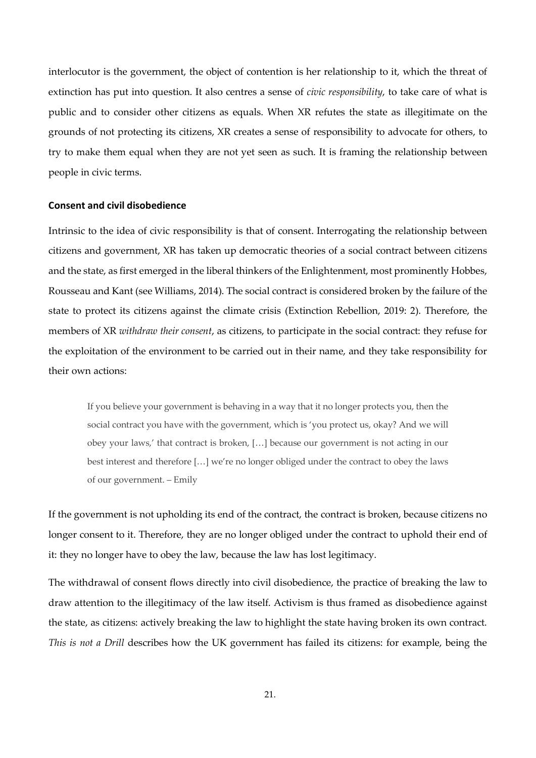interlocutor is the government, the object of contention is her relationship to it, which the threat of extinction has put into question. It also centres a sense of *civic responsibility*, to take care of what is public and to consider other citizens as equals. When XR refutes the state as illegitimate on the grounds of not protecting its citizens, XR creates a sense of responsibility to advocate for others, to try to make them equal when they are not yet seen as such. It is framing the relationship between people in civic terms.

### Consent and civil disobedience

Intrinsic to the idea of civic responsibility is that of consent. Interrogating the relationship between citizens and government, XR has taken up democratic theories of a social contract between citizens and the state, as first emerged in the liberal thinkers of the Enlightenment, most prominently Hobbes, Rousseau and Kant (see Williams, 2014). The social contract is considered broken by the failure of the state to protect its citizens against the climate crisis (Extinction Rebellion, 2019: 2). Therefore, the members of XR *withdraw their consent*, as citizens, to participate in the social contract: they refuse for the exploitation of the environment to be carried out in their name, and they take responsibility for their own actions:

> If you believe your government is behaving in a way that it no longer protects you, then the social contract you have with the government, which is 'you protect us, okay? And we will obey your laws,' that contract is broken, […] because our government is not acting in our best interest and therefore […] we're no longer obliged under the contract to obey the laws of our government. – Emily

If the government is not upholding its end of the contract, the contract is broken, because citizens no longer consent to it. Therefore, they are no longer obliged under the contract to uphold their end of it: they no longer have to obey the law, because the law has lost legitimacy.

The withdrawal of consent flows directly into civil disobedience, the practice of breaking the law to draw attention to the illegitimacy of the law itself. Activism is thus framed as disobedience against the state, as citizens: actively breaking the law to highlight the state having broken its own contract. *This is not a Drill* describes how the UK government has failed its citizens: for example, being the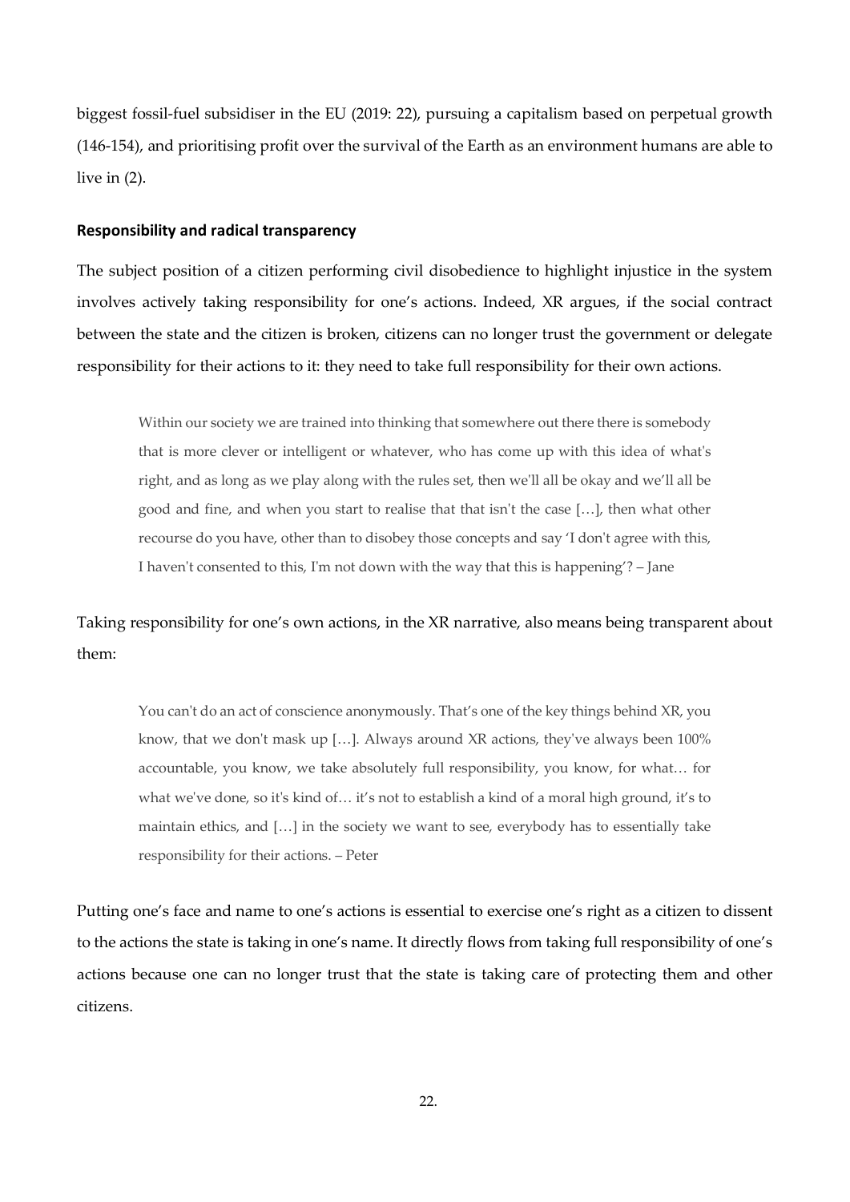biggest fossil-fuel subsidiser in the EU (2019: 22), pursuing a capitalism based on perpetual growth (146-154), and prioritising profit over the survival of the Earth as an environment humans are able to live in (2).

### Responsibility and radical transparency

The subject position of a citizen performing civil disobedience to highlight injustice in the system involves actively taking responsibility for one's actions. Indeed, XR argues, if the social contract between the state and the citizen is broken, citizens can no longer trust the government or delegate responsibility for their actions to it: they need to take full responsibility for their own actions.

> Within our society we are trained into thinking that somewhere out there there is somebody that is more clever or intelligent or whatever, who has come up with this idea of what's right, and as long as we play along with the rules set, then we'll all be okay and we'll all be good and fine, and when you start to realise that that isn't the case […], then what other recourse do you have, other than to disobey those concepts and say 'I don't agree with this, I haven't consented to this, I'm not down with the way that this is happening'? – Jane

Taking responsibility for one's own actions, in the XR narrative, also means being transparent about them:

> You can't do an act of conscience anonymously. That's one of the key things behind XR, you know, that we don't mask up […]. Always around XR actions, they've always been 100% accountable, you know, we take absolutely full responsibility, you know, for what… for what we've done, so it's kind of… it's not to establish a kind of a moral high ground, it's to maintain ethics, and […] in the society we want to see, everybody has to essentially take responsibility for their actions. – Peter

Putting one's face and name to one's actions is essential to exercise one's right as a citizen to dissent to the actions the state is taking in one's name. It directly flows from taking full responsibility of one's actions because one can no longer trust that the state is taking care of protecting them and other citizens.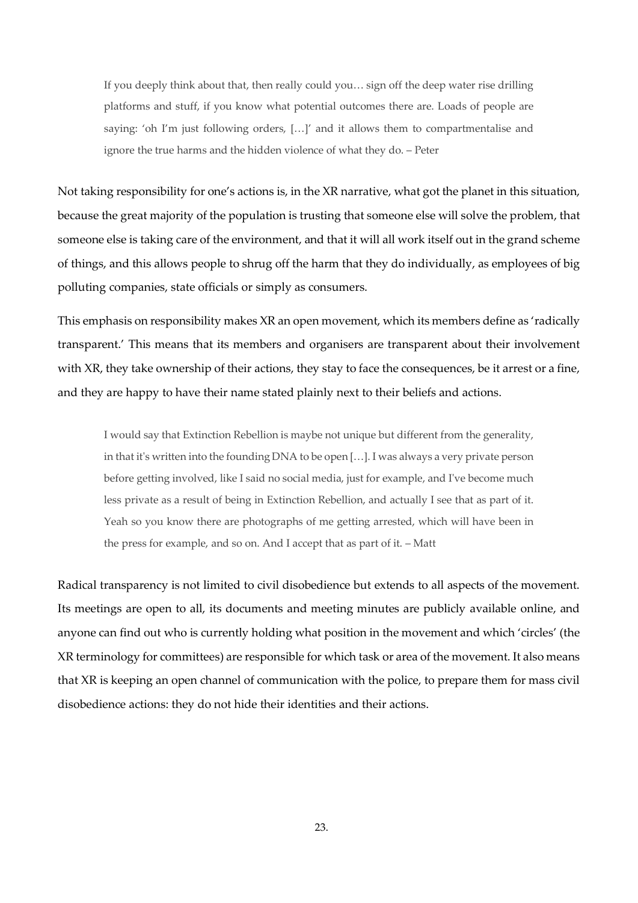> If you deeply think about that, then really could you… sign off the deep water rise drilling platforms and stuff, if you know what potential outcomes there are. Loads of people are saying: 'oh I'm just following orders, […]' and it allows them to compartmentalise and ignore the true harms and the hidden violence of what they do. – Peter

Not taking responsibility for one's actions is, in the XR narrative, what got the planet in this situation, because the great majority of the population is trusting that someone else will solve the problem, that someone else is taking care of the environment, and that it will all work itself out in the grand scheme of things, and this allows people to shrug off the harm that they do individually, as employees of big polluting companies, state officials or simply as consumers.

This emphasis on responsibility makes XR an open movement, which its members define as 'radically transparent.' This means that its members and organisers are transparent about their involvement with XR, they take ownership of their actions, they stay to face the consequences, be it arrest or a fine, and they are happy to have their name stated plainly next to their beliefs and actions.

> I would say that Extinction Rebellion is maybe not unique but different from the generality, in that it's written into the founding DNA to be open […]. I was always a very private person before getting involved, like I said no social media, just for example, and I've become much less private as a result of being in Extinction Rebellion, and actually I see that as part of it. Yeah so you know there are photographs of me getting arrested, which will have been in the press for example, and so on. And I accept that as part of it. – Matt

Radical transparency is not limited to civil disobedience but extends to all aspects of the movement. Its meetings are open to all, its documents and meeting minutes are publicly available online, and anyone can find out who is currently holding what position in the movement and which 'circles' (the XR terminology for committees) are responsible for which task or area of the movement. It also means that XR is keeping an open channel of communication with the police, to prepare them for mass civil disobedience actions: they do not hide their identities and their actions.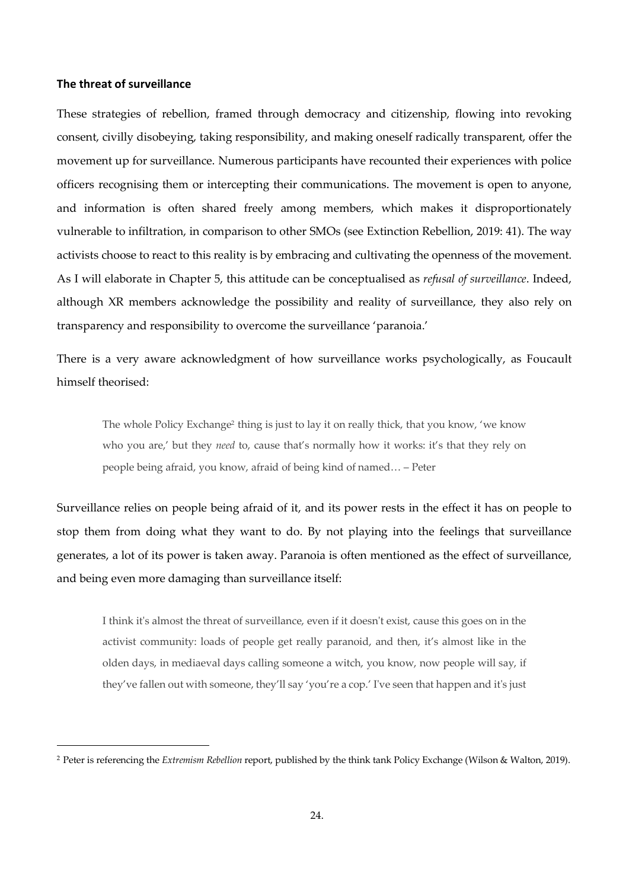### **The threat of surveillance**

These strategies of rebellion, framed through democracy and citizenship, flowing into revoking consent, civilly disobeying, taking responsibility, and making oneself radically transparent, offer the movement up for surveillance. Numerous participants have recounted their experiences with police officers recognising them or intercepting their communications. The movement is open to anyone, and information is often shared freely among members, which makes it disproportionately vulnerable to infiltration, in comparison to other SMOs (see Extinction Rebellion, 2019: 41). The way activists choose to react to this reality is by embracing and cultivating the openness of the movement. As I will elaborate in Chapter 5, this attitude can be conceptualised as *refusal of surveillance*. Indeed, although XR members acknowledge the possibility and reality of surveillance, they also rely on transparency and responsibility to overcome the surveillance 'paranoia.'

There is a very aware acknowledgment of how surveillance works psychologically, as Foucault himself theorised:

> The whole Policy Exchange[2] thing is just to lay it on really thick, that you know, 'we know who you are,' but they *need* to, cause that's normally how it works: it's that they rely on people being afraid, you know, afraid of being kind of named… – Peter

Surveillance relies on people being afraid of it, and its power rests in the effect it has on people to stop them from doing what they want to do. By not playing into the feelings that surveillance generates, a lot of its power is taken away. Paranoia is often mentioned as the effect of surveillance, and being even more damaging than surveillance itself:

> I think it's almost the threat of surveillance, even if it doesn't exist, cause this goes on in the activist community: loads of people get really paranoid, and then, it's almost like in the olden days, in mediaeval days calling someone a witch, you know, now people will say, if they've fallen out with someone, they'll say 'you're a cop.' I've seen that happen and it's just

---

[2] Peter is referencing the *Extremism Rebellion* report, published by the think tank Policy Exchange (Wilson & Walton, 2019).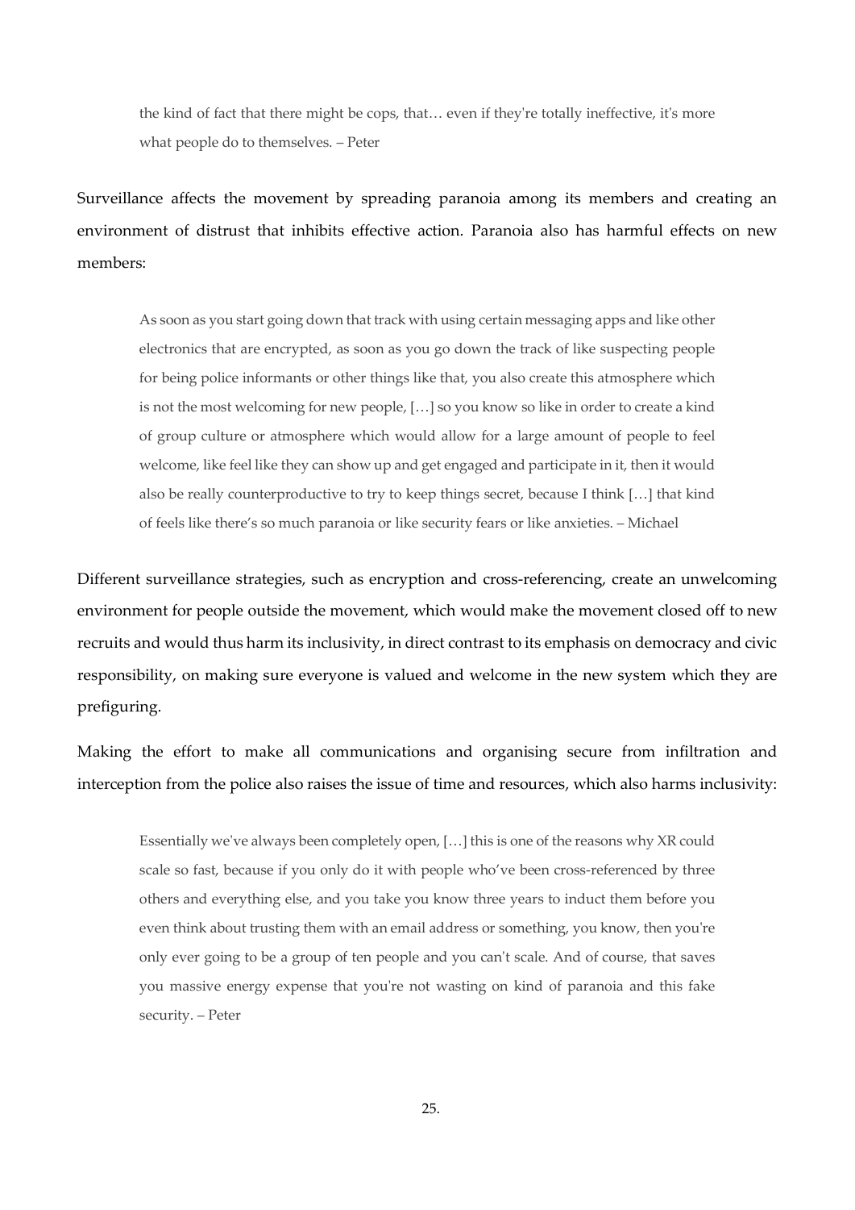> the kind of fact that there might be cops, that… even if they're totally ineffective, it's more what people do to themselves. – Peter

Surveillance affects the movement by spreading paranoia among its members and creating an environment of distrust that inhibits effective action. Paranoia also has harmful effects on new members:

> As soon as you start going down that track with using certain messaging apps and like other electronics that are encrypted, as soon as you go down the track of like suspecting people for being police informants or other things like that, you also create this atmosphere which is not the most welcoming for new people, […] so you know so like in order to create a kind of group culture or atmosphere which would allow for a large amount of people to feel welcome, like feel like they can show up and get engaged and participate in it, then it would also be really counterproductive to try to keep things secret, because I think […] that kind of feels like there's so much paranoia or like security fears or like anxieties. – Michael

Different surveillance strategies, such as encryption and cross-referencing, create an unwelcoming environment for people outside the movement, which would make the movement closed off to new recruits and would thus harm its inclusivity, in direct contrast to its emphasis on democracy and civic responsibility, on making sure everyone is valued and welcome in the new system which they are prefiguring.

Making the effort to make all communications and organising secure from infiltration and interception from the police also raises the issue of time and resources, which also harms inclusivity:

> Essentially we've always been completely open, […] this is one of the reasons why XR could scale so fast, because if you only do it with people who've been cross-referenced by three others and everything else, and you take you know three years to induct them before you even think about trusting them with an email address or something, you know, then you're only ever going to be a group of ten people and you can't scale. And of course, that saves you massive energy expense that you're not wasting on kind of paranoia and this fake security. – Peter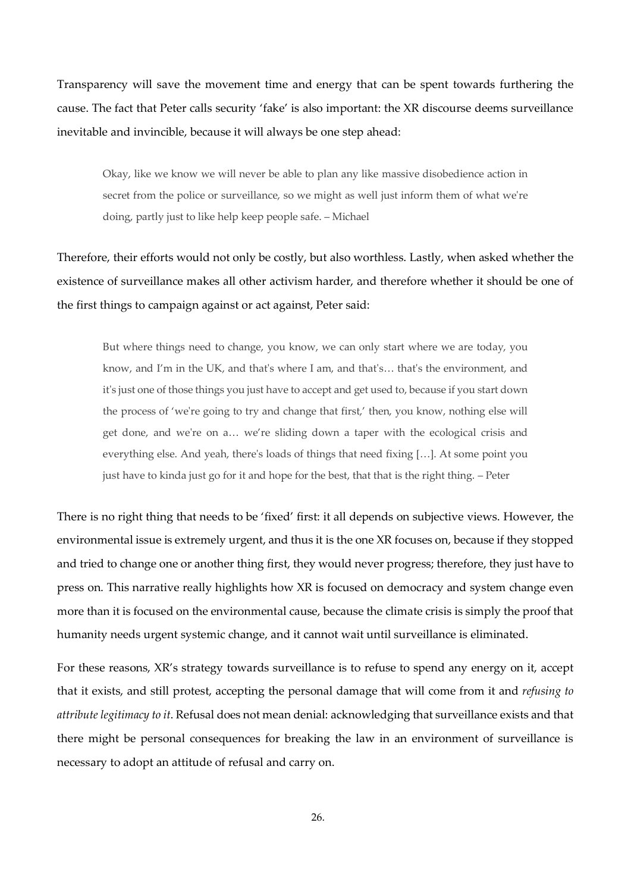Transparency will save the movement time and energy that can be spent towards furthering the cause. The fact that Peter calls security 'fake' is also important: the XR discourse deems surveillance inevitable and invincible, because it will always be one step ahead:

> Okay, like we know we will never be able to plan any like massive disobedience action in secret from the police or surveillance, so we might as well just inform them of what we're doing, partly just to like help keep people safe. – Michael

Therefore, their efforts would not only be costly, but also worthless. Lastly, when asked whether the existence of surveillance makes all other activism harder, and therefore whether it should be one of the first things to campaign against or act against, Peter said:

> But where things need to change, you know, we can only start where we are today, you know, and I'm in the UK, and that's where I am, and that's… that's the environment, and it's just one of those things you just have to accept and get used to, because if you start down the process of 'we're going to try and change that first,' then, you know, nothing else will get done, and we're on a… we're sliding down a taper with the ecological crisis and everything else. And yeah, there's loads of things that need fixing […]. At some point you just have to kinda just go for it and hope for the best, that that is the right thing. – Peter

There is no right thing that needs to be 'fixed' first: it all depends on subjective views. However, the environmental issue is extremely urgent, and thus it is the one XR focuses on, because if they stopped and tried to change one or another thing first, they would never progress; therefore, they just have to press on. This narrative really highlights how XR is focused on democracy and system change even more than it is focused on the environmental cause, because the climate crisis is simply the proof that humanity needs urgent systemic change, and it cannot wait until surveillance is eliminated.

For these reasons, XR's strategy towards surveillance is to refuse to spend any energy on it, accept that it exists, and still protest, accepting the personal damage that will come from it and *refusing to attribute legitimacy to it*. Refusal does not mean denial: acknowledging that surveillance exists and that there might be personal consequences for breaking the law in an environment of surveillance is necessary to adopt an attitude of refusal and carry on.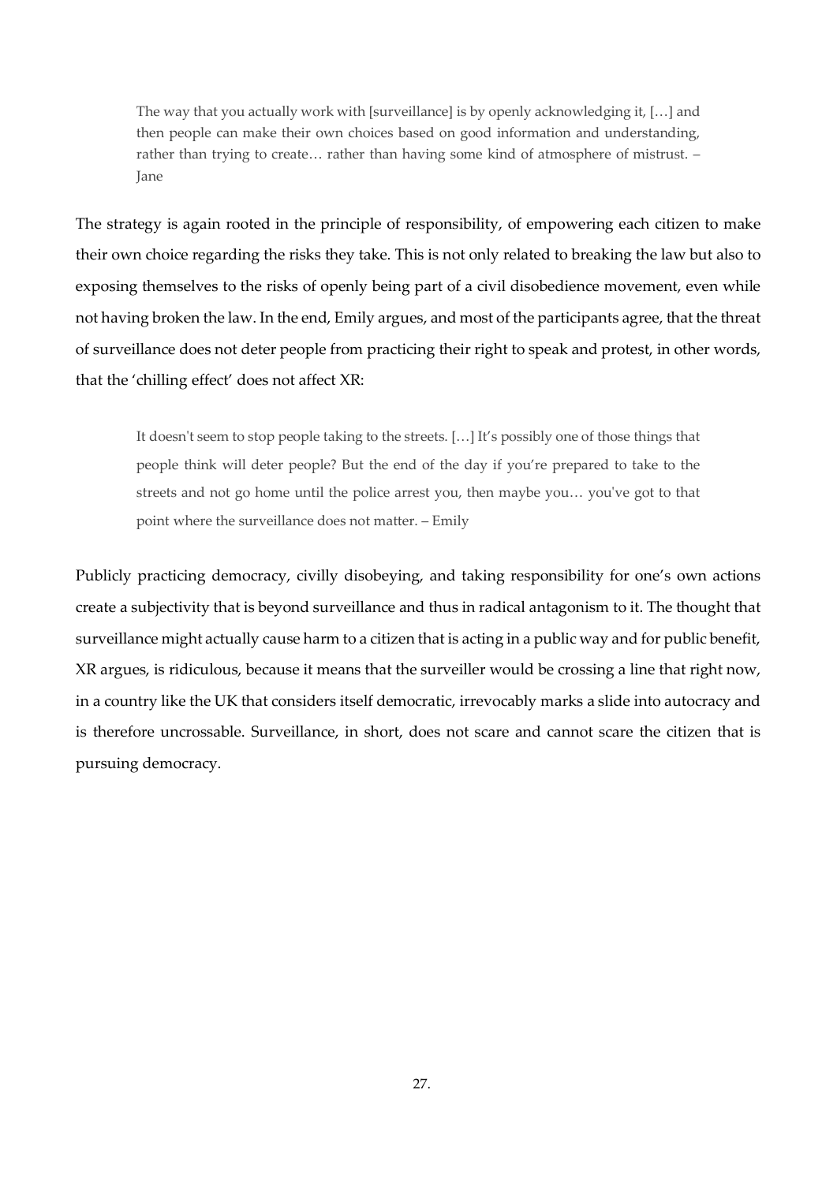> The way that you actually work with [surveillance] is by openly acknowledging it, […] and then people can make their own choices based on good information and understanding, rather than trying to create… rather than having some kind of atmosphere of mistrust. – Jane

The strategy is again rooted in the principle of responsibility, of empowering each citizen to make their own choice regarding the risks they take. This is not only related to breaking the law but also to exposing themselves to the risks of openly being part of a civil disobedience movement, even while not having broken the law. In the end, Emily argues, and most of the participants agree, that the threat of surveillance does not deter people from practicing their right to speak and protest, in other words, that the 'chilling effect' does not affect XR:

> It doesn't seem to stop people taking to the streets. […] It's possibly one of those things that people think will deter people? But the end of the day if you're prepared to take to the streets and not go home until the police arrest you, then maybe you… you've got to that point where the surveillance does not matter. – Emily

Publicly practicing democracy, civilly disobeying, and taking responsibility for one's own actions create a subjectivity that is beyond surveillance and thus in radical antagonism to it. The thought that surveillance might actually cause harm to a citizen that is acting in a public way and for public benefit, XR argues, is ridiculous, because it means that the surveiller would be crossing a line that right now, in a country like the UK that considers itself democratic, irrevocably marks a slide into autocracy and is therefore uncrossable. Surveillance, in short, does not scare and cannot scare the citizen that is pursuing democracy.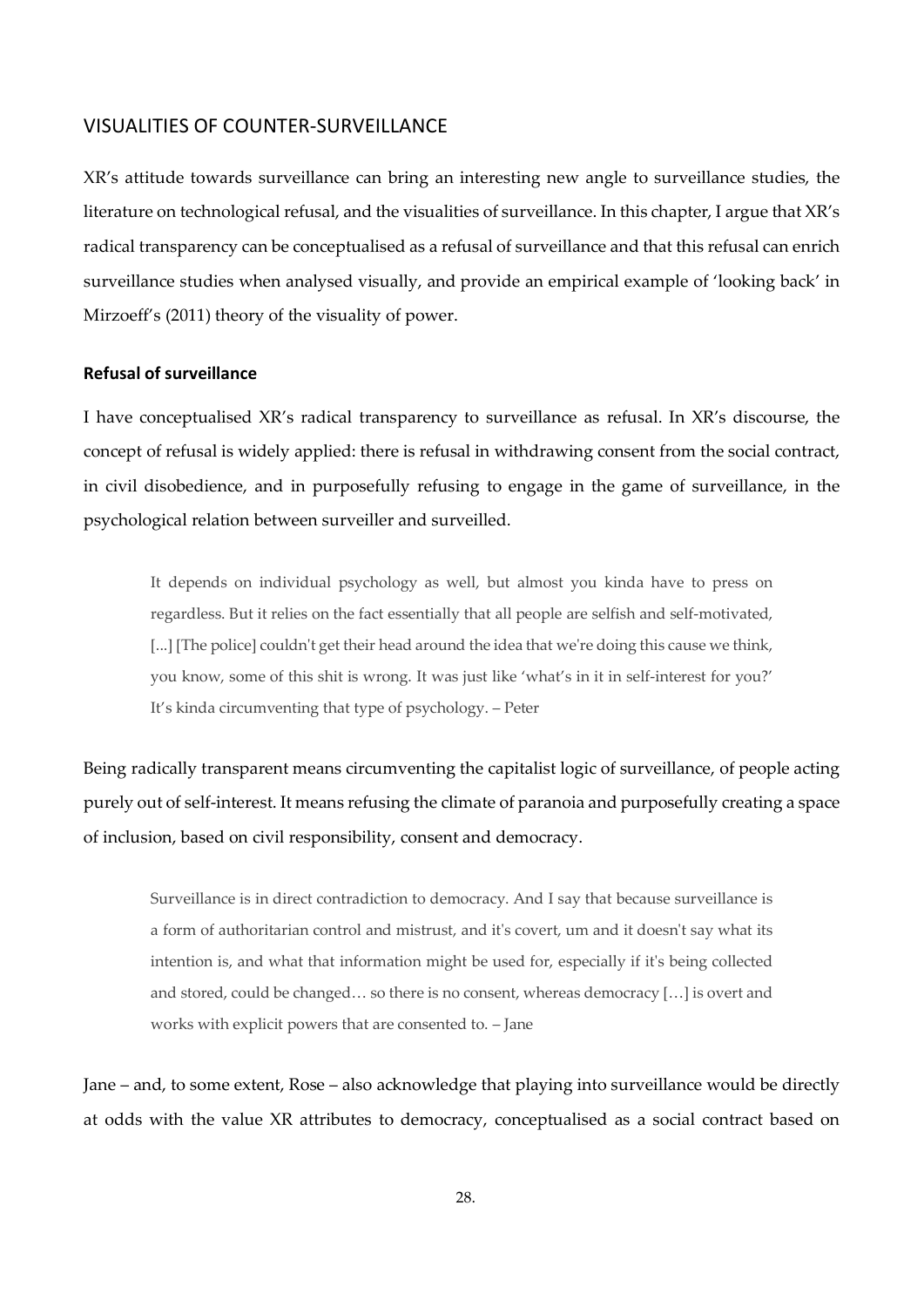## VISUALITIES OF COUNTER-SURVEILLANCE

XR's attitude towards surveillance can bring an interesting new angle to surveillance studies, the literature on technological refusal, and the visualities of surveillance. In this chapter, I argue that XR's radical transparency can be conceptualised as a refusal of surveillance and that this refusal can enrich surveillance studies when analysed visually, and provide an empirical example of 'looking back' in Mirzoeff's (2011) theory of the visuality of power.

### Refusal of surveillance

I have conceptualised XR's radical transparency to surveillance as refusal. In XR's discourse, the concept of refusal is widely applied: there is refusal in withdrawing consent from the social contract, in civil disobedience, and in purposefully refusing to engage in the game of surveillance, in the psychological relation between surveiller and surveilled.

> It depends on individual psychology as well, but almost you kinda have to press on regardless. But it relies on the fact essentially that all people are selfish and self-motivated, [...] [The police] couldn't get their head around the idea that we're doing this cause we think, you know, some of this shit is wrong. It was just like 'what's in it in self-interest for you?' It's kinda circumventing that type of psychology. – Peter

Being radically transparent means circumventing the capitalist logic of surveillance, of people acting purely out of self-interest. It means refusing the climate of paranoia and purposefully creating a space of inclusion, based on civil responsibility, consent and democracy.

> Surveillance is in direct contradiction to democracy. And I say that because surveillance is a form of authoritarian control and mistrust, and it's covert, um and it doesn't say what its intention is, and what that information might be used for, especially if it's being collected and stored, could be changed… so there is no consent, whereas democracy […] is overt and works with explicit powers that are consented to. – Jane

Jane – and, to some extent, Rose – also acknowledge that playing into surveillance would be directly at odds with the value XR attributes to democracy, conceptualised as a social contract based on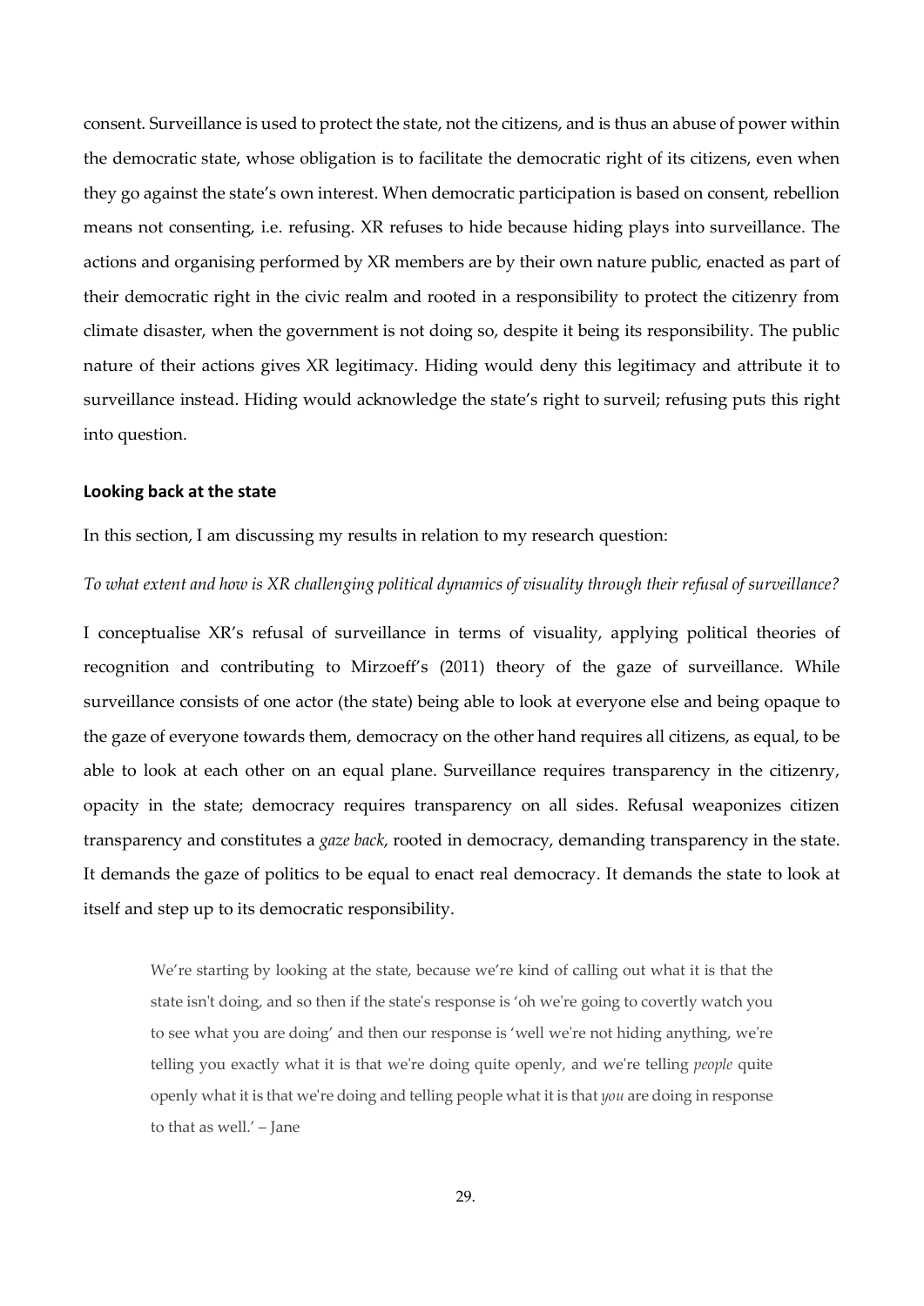consent. Surveillance is used to protect the state, not the citizens, and is thus an abuse of power within the democratic state, whose obligation is to facilitate the democratic right of its citizens, even when they go against the state's own interest. When democratic participation is based on consent, rebellion means not consenting, i.e. refusing. XR refuses to hide because hiding plays into surveillance. The actions and organising performed by XR members are by their own nature public, enacted as part of their democratic right in the civic realm and rooted in a responsibility to protect the citizenry from climate disaster, when the government is not doing so, despite it being its responsibility. The public nature of their actions gives XR legitimacy. Hiding would deny this legitimacy and attribute it to surveillance instead. Hiding would acknowledge the state's right to surveil; refusing puts this right into question.

### Looking back at the state

In this section, I am discussing my results in relation to my research question:

*To what extent and how is XR challenging political dynamics of visuality through their refusal of surveillance?*

I conceptualise XR's refusal of surveillance in terms of visuality, applying political theories of recognition and contributing to Mirzoeff's (2011) theory of the gaze of surveillance. While surveillance consists of one actor (the state) being able to look at everyone else and being opaque to the gaze of everyone towards them, democracy on the other hand requires all citizens, as equal, to be able to look at each other on an equal plane. Surveillance requires transparency in the citizenry, opacity in the state; democracy requires transparency on all sides. Refusal weaponizes citizen transparency and constitutes a *gaze back*, rooted in democracy, demanding transparency in the state. It demands the gaze of politics to be equal to enact real democracy. It demands the state to look at itself and step up to its democratic responsibility.

> We're starting by looking at the state, because we're kind of calling out what it is that the state isn't doing, and so then if the state's response is 'oh we're going to covertly watch you to see what you are doing' and then our response is 'well we're not hiding anything, we're telling you exactly what it is that we're doing quite openly, and we're telling *people* quite openly what it is that we're doing and telling people what it is that *you* are doing in response to that as well.' – Jane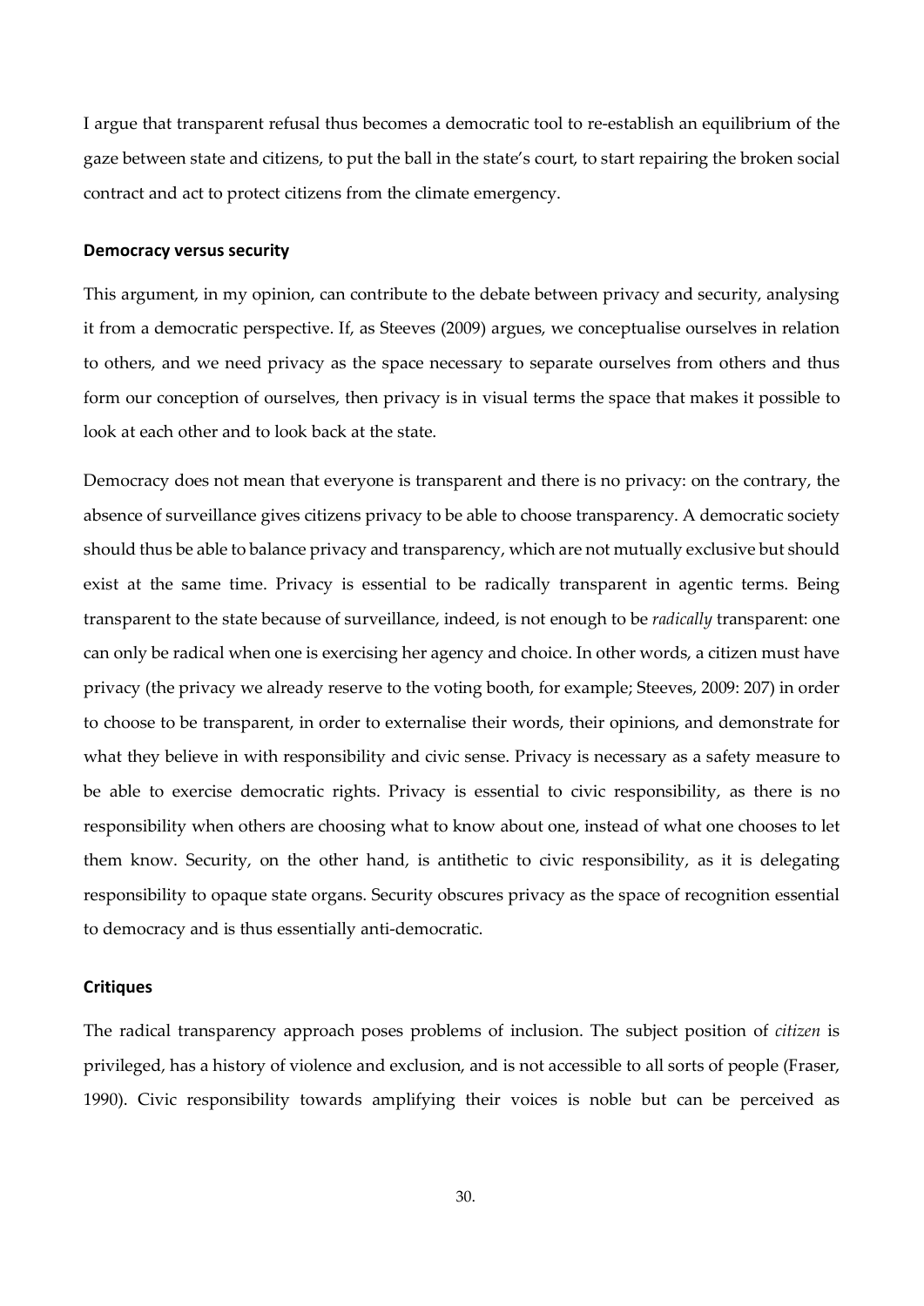I argue that transparent refusal thus becomes a democratic tool to re-establish an equilibrium of the gaze between state and citizens, to put the ball in the state's court, to start repairing the broken social contract and act to protect citizens from the climate emergency.

### Democracy versus security

This argument, in my opinion, can contribute to the debate between privacy and security, analysing it from a democratic perspective. If, as Steeves (2009) argues, we conceptualise ourselves in relation to others, and we need privacy as the space necessary to separate ourselves from others and thus form our conception of ourselves, then privacy is in visual terms the space that makes it possible to look at each other and to look back at the state.

Democracy does not mean that everyone is transparent and there is no privacy: on the contrary, the absence of surveillance gives citizens privacy to be able to choose transparency. A democratic society should thus be able to balance privacy and transparency, which are not mutually exclusive but should exist at the same time. Privacy is essential to be radically transparent in agentic terms. Being transparent to the state because of surveillance, indeed, is not enough to be *radically* transparent: one can only be radical when one is exercising her agency and choice. In other words, a citizen must have privacy (the privacy we already reserve to the voting booth, for example; Steeves, 2009: 207) in order to choose to be transparent, in order to externalise their words, their opinions, and demonstrate for what they believe in with responsibility and civic sense. Privacy is necessary as a safety measure to be able to exercise democratic rights. Privacy is essential to civic responsibility, as there is no responsibility when others are choosing what to know about one, instead of what one chooses to let them know. Security, on the other hand, is antithetic to civic responsibility, as it is delegating responsibility to opaque state organs. Security obscures privacy as the space of recognition essential to democracy and is thus essentially anti-democratic.

### Critiques

The radical transparency approach poses problems of inclusion. The subject position of *citizen* is privileged, has a history of violence and exclusion, and is not accessible to all sorts of people (Fraser, 1990). Civic responsibility towards amplifying their voices is noble but can be perceived as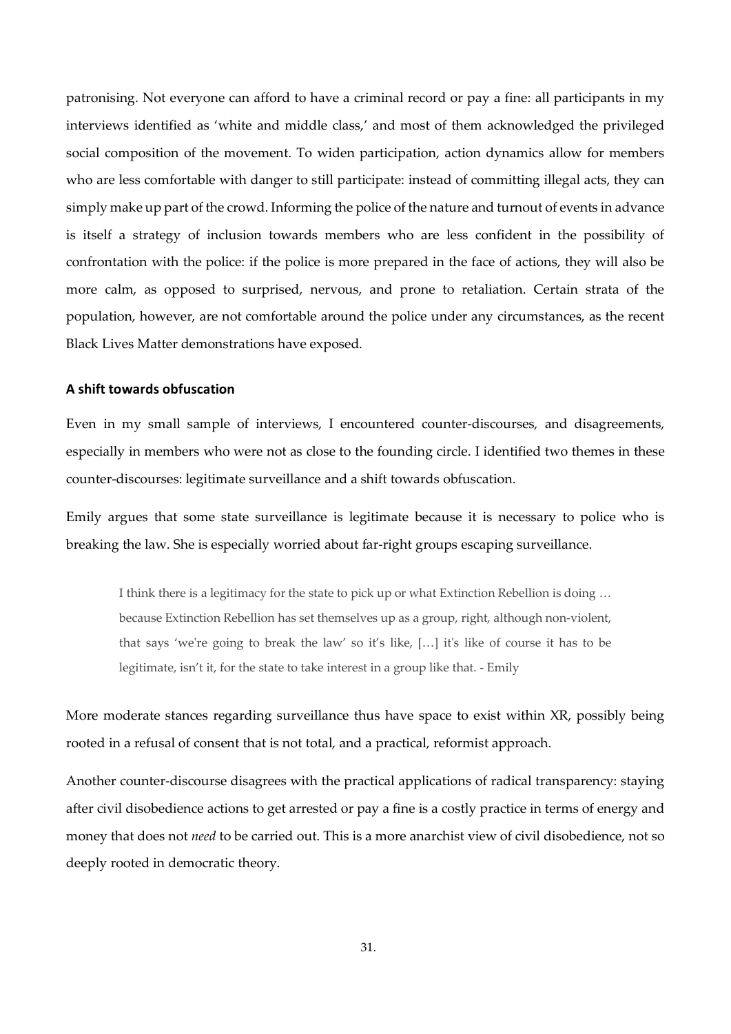patronising. Not everyone can afford to have a criminal record or pay a fine: all participants in my interviews identified as 'white and middle class,' and most of them acknowledged the privileged social composition of the movement. To widen participation, action dynamics allow for members who are less comfortable with danger to still participate: instead of committing illegal acts, they can simply make up part of the crowd. Informing the police of the nature and turnout of events in advance is itself a strategy of inclusion towards members who are less confident in the possibility of confrontation with the police: if the police is more prepared in the face of actions, they will also be more calm, as opposed to surprised, nervous, and prone to retaliation. Certain strata of the population, however, are not comfortable around the police under any circumstances, as the recent Black Lives Matter demonstrations have exposed.

### A shift towards obfuscation

Even in my small sample of interviews, I encountered counter-discourses, and disagreements, especially in members who were not as close to the founding circle. I identified two themes in these counter-discourses: legitimate surveillance and a shift towards obfuscation.

Emily argues that some state surveillance is legitimate because it is necessary to police who is breaking the law. She is especially worried about far-right groups escaping surveillance.

> I think there is a legitimacy for the state to pick up or what Extinction Rebellion is doing … because Extinction Rebellion has set themselves up as a group, right, although non-violent, that says 'we're going to break the law' so it's like, […] it's like of course it has to be legitimate, isn't it, for the state to take interest in a group like that. - Emily

More moderate stances regarding surveillance thus have space to exist within XR, possibly being rooted in a refusal of consent that is not total, and a practical, reformist approach.

Another counter-discourse disagrees with the practical applications of radical transparency: staying after civil disobedience actions to get arrested or pay a fine is a costly practice in terms of energy and money that does not *need* to be carried out. This is a more anarchist view of civil disobedience, not so deeply rooted in democratic theory.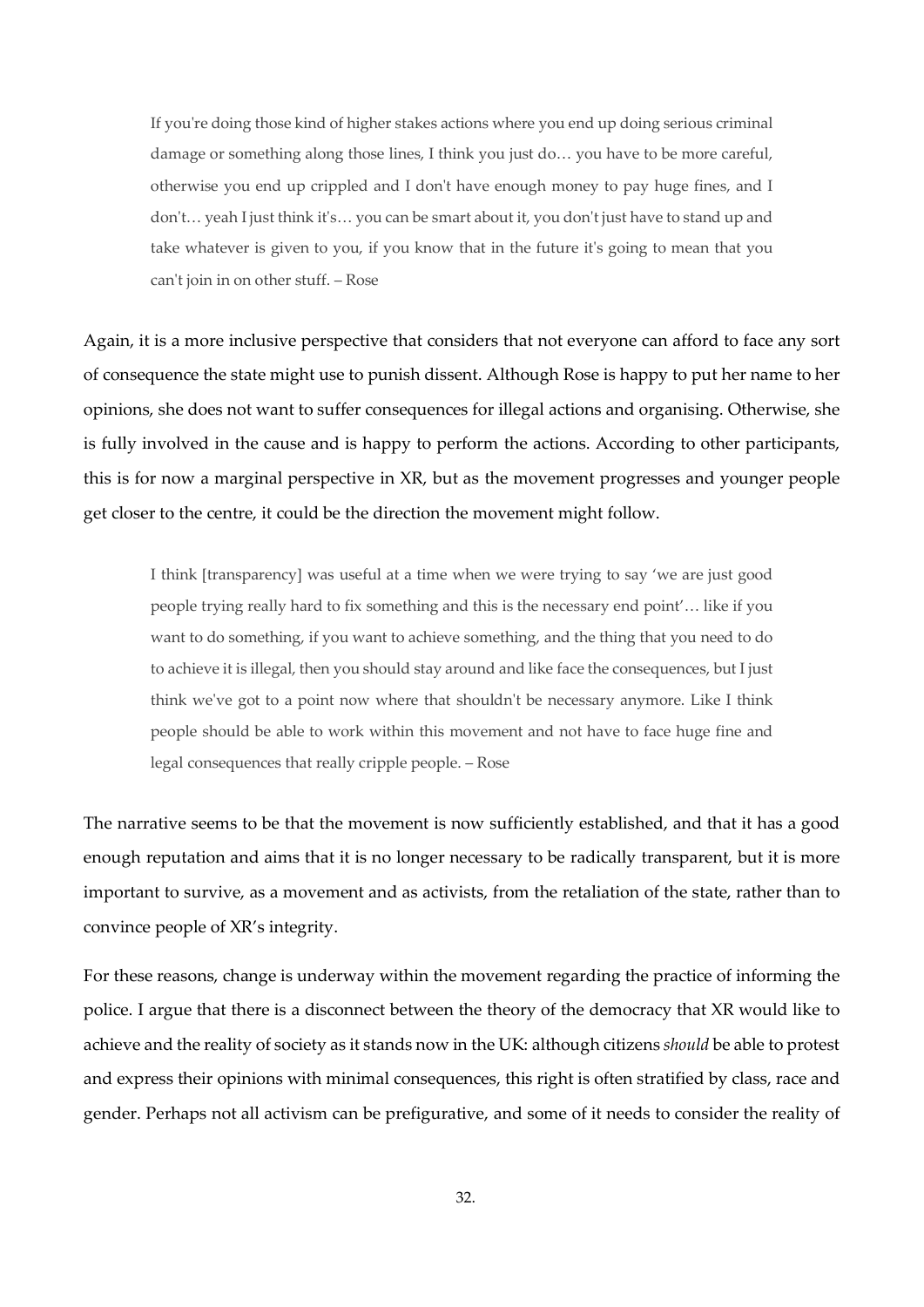> If you're doing those kind of higher stakes actions where you end up doing serious criminal damage or something along those lines, I think you just do… you have to be more careful, otherwise you end up crippled and I don't have enough money to pay huge fines, and I don't… yeah I just think it's… you can be smart about it, you don't just have to stand up and take whatever is given to you, if you know that in the future it's going to mean that you can't join in on other stuff. – Rose

Again, it is a more inclusive perspective that considers that not everyone can afford to face any sort of consequence the state might use to punish dissent. Although Rose is happy to put her name to her opinions, she does not want to suffer consequences for illegal actions and organising. Otherwise, she is fully involved in the cause and is happy to perform the actions. According to other participants, this is for now a marginal perspective in XR, but as the movement progresses and younger people get closer to the centre, it could be the direction the movement might follow.

> I think [transparency] was useful at a time when we were trying to say 'we are just good people trying really hard to fix something and this is the necessary end point'… like if you want to do something, if you want to achieve something, and the thing that you need to do to achieve it is illegal, then you should stay around and like face the consequences, but I just think we've got to a point now where that shouldn't be necessary anymore. Like I think people should be able to work within this movement and not have to face huge fine and legal consequences that really cripple people. – Rose

The narrative seems to be that the movement is now sufficiently established, and that it has a good enough reputation and aims that it is no longer necessary to be radically transparent, but it is more important to survive, as a movement and as activists, from the retaliation of the state, rather than to convince people of XR's integrity.

For these reasons, change is underway within the movement regarding the practice of informing the police. I argue that there is a disconnect between the theory of the democracy that XR would like to achieve and the reality of society as it stands now in the UK: although citizens *should* be able to protest and express their opinions with minimal consequences, this right is often stratified by class, race and gender. Perhaps not all activism can be prefigurative, and some of it needs to consider the reality of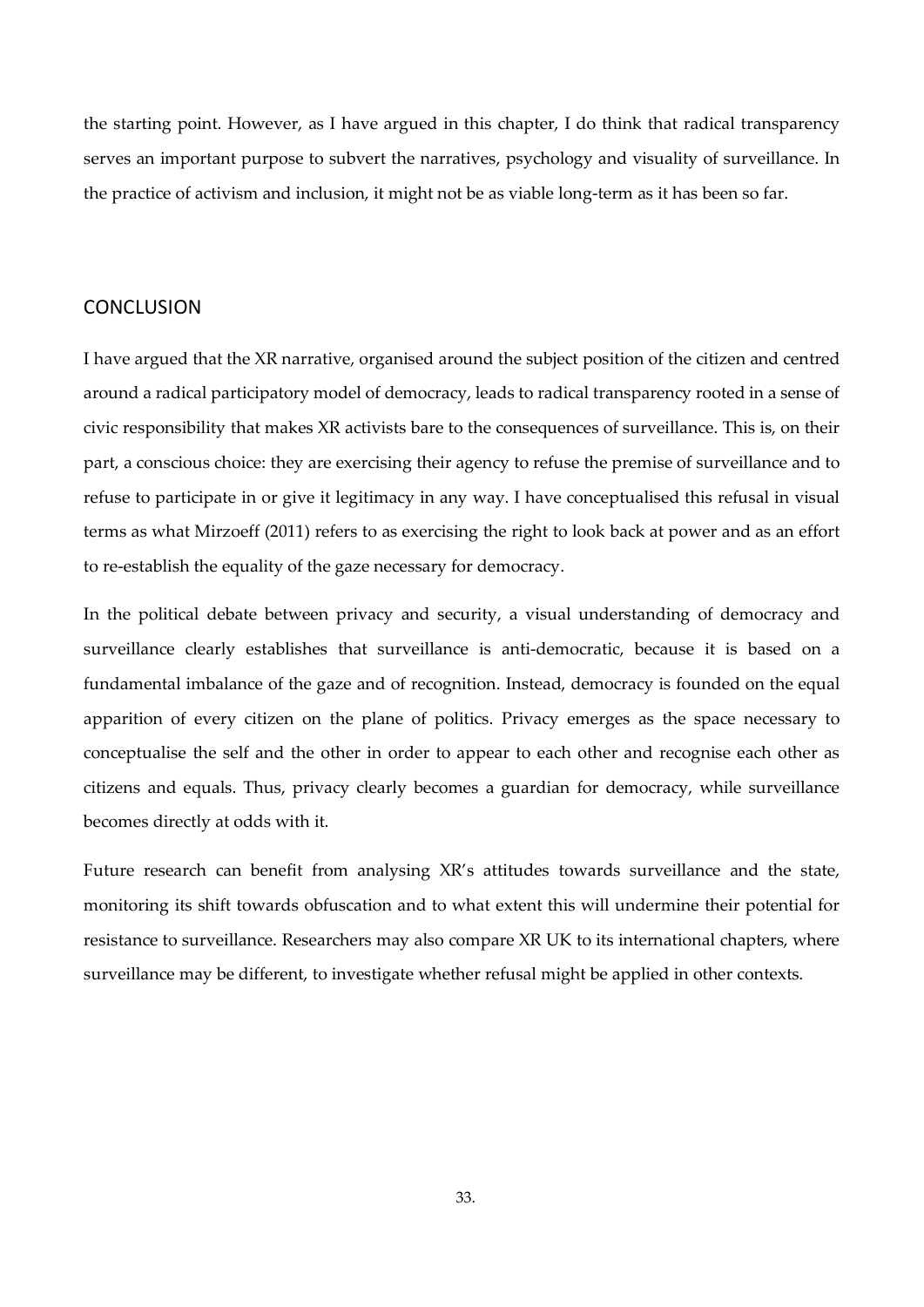the starting point. However, as I have argued in this chapter, I do think that radical transparency serves an important purpose to subvert the narratives, psychology and visuality of surveillance. In the practice of activism and inclusion, it might not be as viable long-term as it has been so far.

## CONCLUSION

I have argued that the XR narrative, organised around the subject position of the citizen and centred around a radical participatory model of democracy, leads to radical transparency rooted in a sense of civic responsibility that makes XR activists bare to the consequences of surveillance. This is, on their part, a conscious choice: they are exercising their agency to refuse the premise of surveillance and to refuse to participate in or give it legitimacy in any way. I have conceptualised this refusal in visual terms as what Mirzoeff (2011) refers to as exercising the right to look back at power and as an effort to re-establish the equality of the gaze necessary for democracy.

In the political debate between privacy and security, a visual understanding of democracy and surveillance clearly establishes that surveillance is anti-democratic, because it is based on a fundamental imbalance of the gaze and of recognition. Instead, democracy is founded on the equal apparition of every citizen on the plane of politics. Privacy emerges as the space necessary to conceptualise the self and the other in order to appear to each other and recognise each other as citizens and equals. Thus, privacy clearly becomes a guardian for democracy, while surveillance becomes directly at odds with it.

Future research can benefit from analysing XR's attitudes towards surveillance and the state, monitoring its shift towards obfuscation and to what extent this will undermine their potential for resistance to surveillance. Researchers may also compare XR UK to its international chapters, where surveillance may be different, to investigate whether refusal might be applied in other contexts.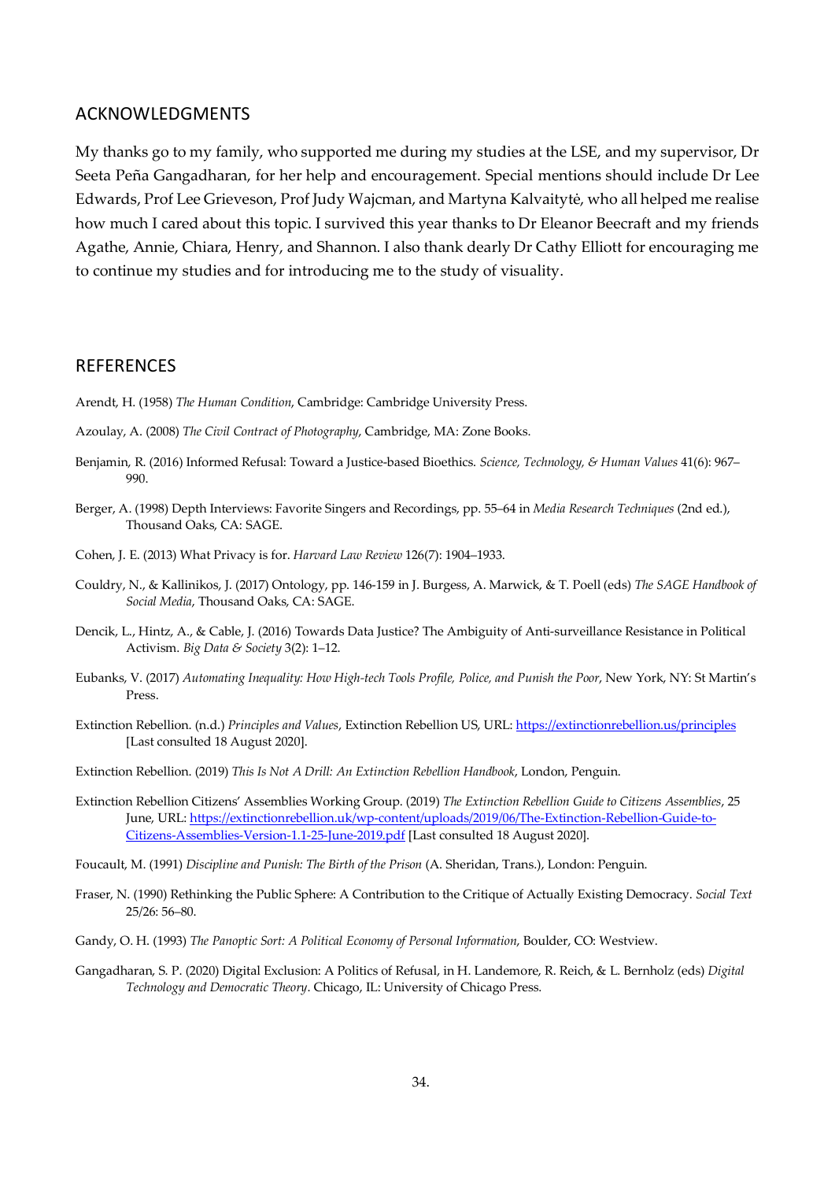## ACKNOWLEDGMENTS

My thanks go to my family, who supported me during my studies at the LSE, and my supervisor, Dr Seeta Peña Gangadharan, for her help and encouragement. Special mentions should include Dr Lee Edwards, Prof Lee Grieveson, Prof Judy Wajcman, and Martyna Kalvaitytė, who all helped me realise how much I cared about this topic. I survived this year thanks to Dr Eleanor Beecraft and my friends Agathe, Annie, Chiara, Henry, and Shannon. I also thank dearly Dr Cathy Elliott for encouraging me to continue my studies and for introducing me to the study of visuality.

## REFERENCES

Arendt, H. (1958) *The Human Condition*, Cambridge: Cambridge University Press.

Azoulay, A. (2008) *The Civil Contract of Photography*, Cambridge, MA: Zone Books.

Benjamin, R. (2016) Informed Refusal: Toward a Justice-based Bioethics. *Science, Technology, & Human Values* 41(6): 967–990.

Berger, A. (1998) Depth Interviews: Favorite Singers and Recordings, pp. 55–64 in *Media Research Techniques* (2nd ed.), Thousand Oaks, CA: SAGE.

Cohen, J. E. (2013) What Privacy is for. *Harvard Law Review* 126(7): 1904–1933.

Couldry, N., & Kallinikos, J. (2017) Ontology, pp. 146-159 in J. Burgess, A. Marwick, & T. Poell (eds) *The SAGE Handbook of Social Media*, Thousand Oaks, CA: SAGE.

Dencik, L., Hintz, A., & Cable, J. (2016) Towards Data Justice? The Ambiguity of Anti-surveillance Resistance in Political Activism. *Big Data & Society* 3(2): 1–12.

Eubanks, V. (2017) *Automating Inequality: How High-tech Tools Profile, Police, and Punish the Poor*, New York, NY: St Martin's Press.

Extinction Rebellion. (n.d.) *Principles and Values*, Extinction Rebellion US, URL: https://extinctionrebellion.us/principles [Last consulted 18 August 2020].

Extinction Rebellion. (2019) *This Is Not A Drill: An Extinction Rebellion Handbook*, London, Penguin.

Extinction Rebellion Citizens' Assemblies Working Group. (2019) *The Extinction Rebellion Guide to Citizens Assemblies*, 25 June, URL: https://extinctionrebellion.uk/wp-content/uploads/2019/06/The-Extinction-Rebellion-Guide-to-Citizens-Assemblies-Version-1.1-25-June-2019.pdf [Last consulted 18 August 2020].

Foucault, M. (1991) *Discipline and Punish: The Birth of the Prison* (A. Sheridan, Trans.), London: Penguin.

Fraser, N. (1990) Rethinking the Public Sphere: A Contribution to the Critique of Actually Existing Democracy. *Social Text* 25/26: 56–80.

Gandy, O. H. (1993) *The Panoptic Sort: A Political Economy of Personal Information*, Boulder, CO: Westview.

Gangadharan, S. P. (2020) Digital Exclusion: A Politics of Refusal, in H. Landemore, R. Reich, & L. Bernholz (eds) *Digital Technology and Democratic Theory*. Chicago, IL: University of Chicago Press.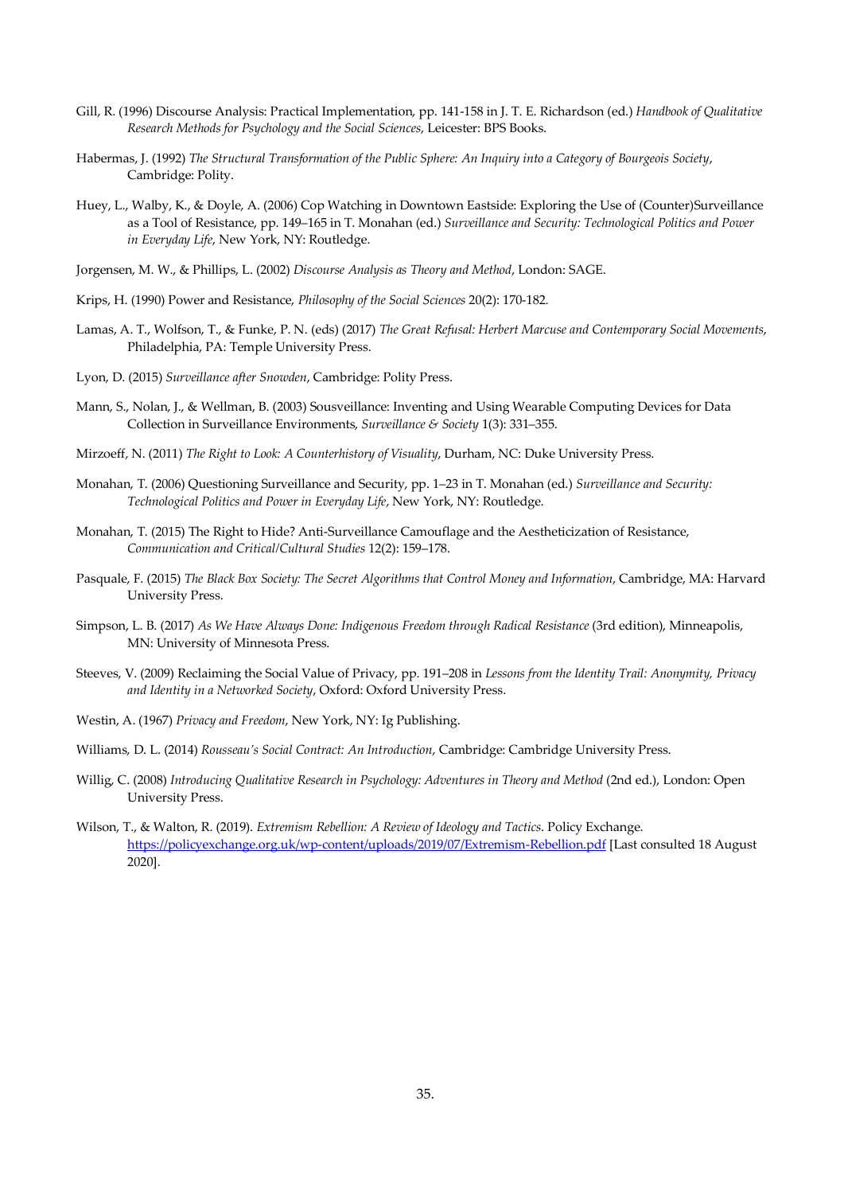Gill, R. (1996) Discourse Analysis: Practical Implementation, pp. 141-158 in J. T. E. Richardson (ed.) *Handbook of Qualitative Research Methods for Psychology and the Social Sciences*, Leicester: BPS Books.

Habermas, J. (1992) *The Structural Transformation of the Public Sphere: An Inquiry into a Category of Bourgeois Society*, Cambridge: Polity.

Huey, L., Walby, K., & Doyle, A. (2006) Cop Watching in Downtown Eastside: Exploring the Use of (Counter)Surveillance as a Tool of Resistance, pp. 149–165 in T. Monahan (ed.) *Surveillance and Security: Technological Politics and Power in Everyday Life*, New York, NY: Routledge.

Jorgensen, M. W., & Phillips, L. (2002) *Discourse Analysis as Theory and Method*, London: SAGE.

Krips, H. (1990) Power and Resistance, *Philosophy of the Social Sciences* 20(2): 170-182.

Lamas, A. T., Wolfson, T., & Funke, P. N. (eds) (2017) *The Great Refusal: Herbert Marcuse and Contemporary Social Movements*, Philadelphia, PA: Temple University Press.

Lyon, D. (2015) *Surveillance after Snowden*, Cambridge: Polity Press.

Mann, S., Nolan, J., & Wellman, B. (2003) Sousveillance: Inventing and Using Wearable Computing Devices for Data Collection in Surveillance Environments, *Surveillance & Society* 1(3): 331–355.

Mirzoeff, N. (2011) *The Right to Look: A Counterhistory of Visuality*, Durham, NC: Duke University Press.

Monahan, T. (2006) Questioning Surveillance and Security, pp. 1–23 in T. Monahan (ed.) *Surveillance and Security: Technological Politics and Power in Everyday Life*, New York, NY: Routledge.

Monahan, T. (2015) The Right to Hide? Anti-Surveillance Camouflage and the Aestheticization of Resistance, *Communication and Critical/Cultural Studies* 12(2): 159–178.

Pasquale, F. (2015) *The Black Box Society: The Secret Algorithms that Control Money and Information*, Cambridge, MA: Harvard University Press.

Simpson, L. B. (2017) *As We Have Always Done: Indigenous Freedom through Radical Resistance* (3rd edition), Minneapolis, MN: University of Minnesota Press.

Steeves, V. (2009) Reclaiming the Social Value of Privacy, pp. 191–208 in *Lessons from the Identity Trail: Anonymity, Privacy and Identity in a Networked Society*, Oxford: Oxford University Press.

Westin, A. (1967) *Privacy and Freedom*, New York, NY: Ig Publishing.

Williams, D. L. (2014) *Rousseau's Social Contract: An Introduction*, Cambridge: Cambridge University Press.

Willig, C. (2008) *Introducing Qualitative Research in Psychology: Adventures in Theory and Method* (2nd ed.), London: Open University Press.

Wilson, T., & Walton, R. (2019). *Extremism Rebellion: A Review of Ideology and Tactics*. Policy Exchange. https://policyexchange.org.uk/wp-content/uploads/2019/07/Extremism-Rebellion.pdf [Last consulted 18 August 2020].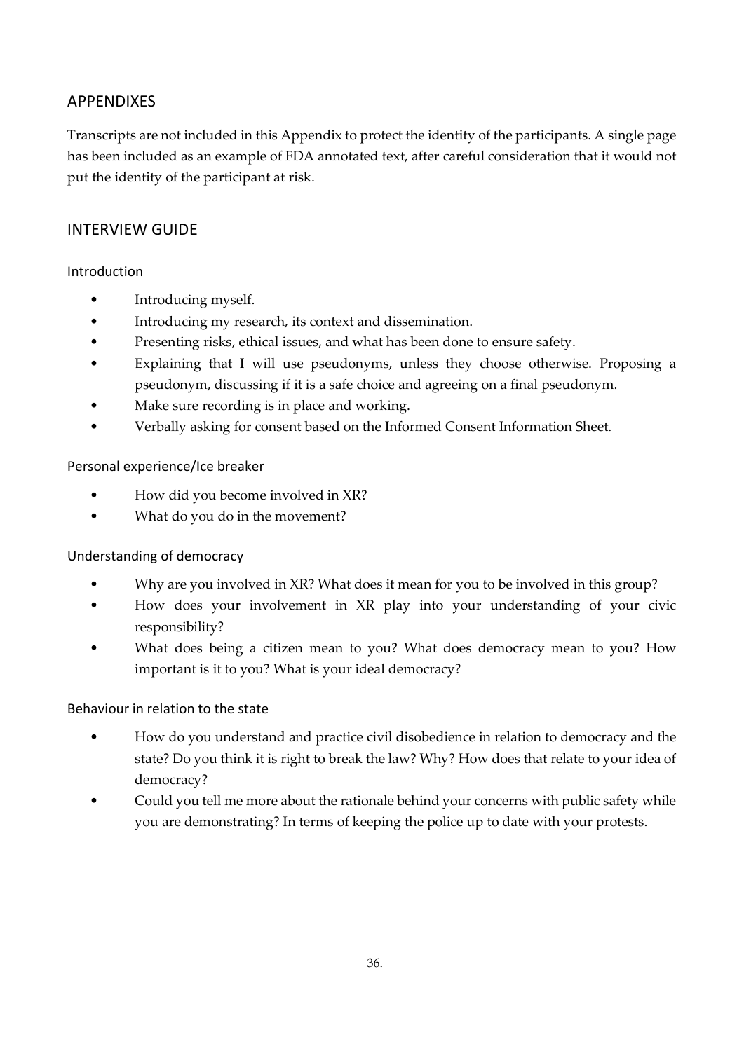## APPENDIXES

Transcripts are not included in this Appendix to protect the identity of the participants. A single page has been included as an example of FDA annotated text, after careful consideration that it would not put the identity of the participant at risk.

## INTERVIEW GUIDE

### Introduction

- Introducing myself.
- Introducing my research, its context and dissemination.
- Presenting risks, ethical issues, and what has been done to ensure safety.
- Explaining that I will use pseudonyms, unless they choose otherwise. Proposing a pseudonym, discussing if it is a safe choice and agreeing on a final pseudonym.
- Make sure recording is in place and working.
- Verbally asking for consent based on the Informed Consent Information Sheet.

### Personal experience/Ice breaker

- How did you become involved in XR?
- What do you do in the movement?

### Understanding of democracy

- Why are you involved in XR? What does it mean for you to be involved in this group?
- How does your involvement in XR play into your understanding of your civic responsibility?
- What does being a citizen mean to you? What does democracy mean to you? How important is it to you? What is your ideal democracy?

### Behaviour in relation to the state

- How do you understand and practice civil disobedience in relation to democracy and the state? Do you think it is right to break the law? Why? How does that relate to your idea of democracy?
- Could you tell me more about the rationale behind your concerns with public safety while you are demonstrating? In terms of keeping the police up to date with your protests.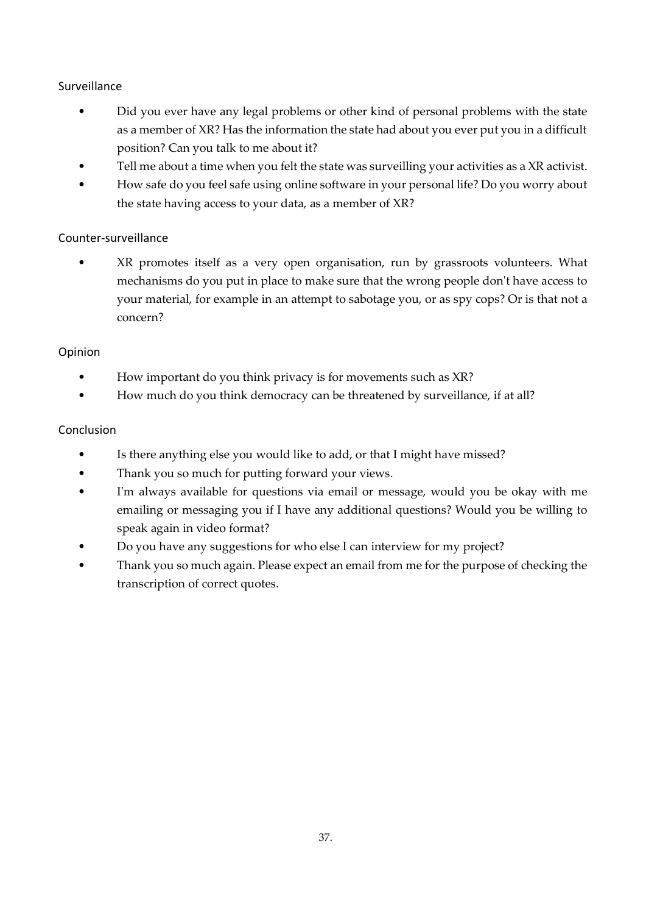### Surveillance

- Did you ever have any legal problems or other kind of personal problems with the state as a member of XR? Has the information the state had about you ever put you in a difficult position? Can you talk to me about it?
- Tell me about a time when you felt the state was surveilling your activities as a XR activist.
- How safe do you feel safe using online software in your personal life? Do you worry about the state having access to your data, as a member of XR?

### Counter-surveillance

- XR promotes itself as a very open organisation, run by grassroots volunteers. What mechanisms do you put in place to make sure that the wrong people don't have access to your material, for example in an attempt to sabotage you, or as spy cops? Or is that not a concern?

### Opinion

- How important do you think privacy is for movements such as XR?
- How much do you think democracy can be threatened by surveillance, if at all?

### Conclusion

- Is there anything else you would like to add, or that I might have missed?
- Thank you so much for putting forward your views.
- I'm always available for questions via email or message, would you be okay with me emailing or messaging you if I have any additional questions? Would you be willing to speak again in video format?
- Do you have any suggestions for who else I can interview for my project?
- Thank you so much again. Please expect an email from me for the purpose of checking the transcription of correct quotes.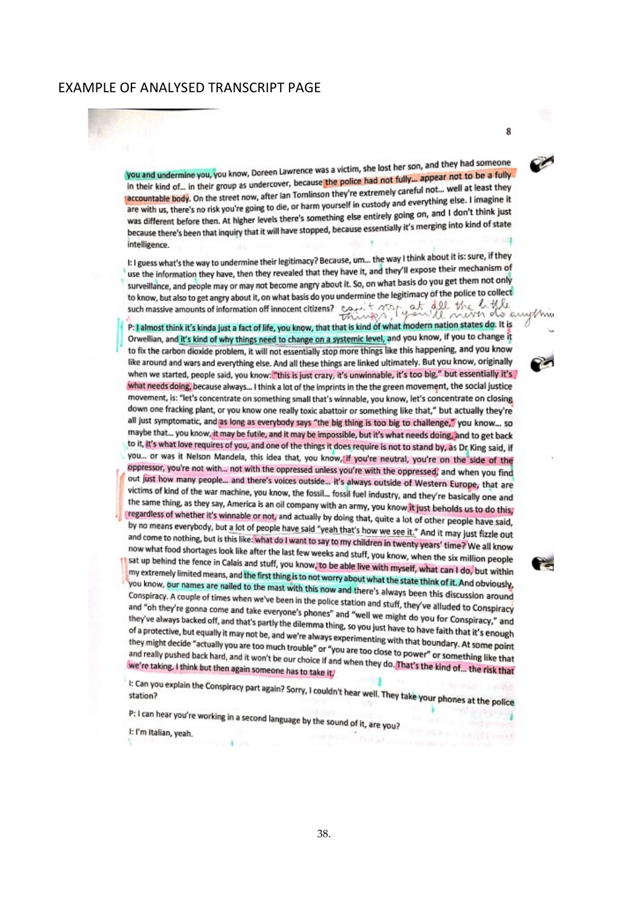EXAMPLE OF ANALYSED TRANSCRIPT PAGE

you and undermine you, you know, Doreen Lawrence was a victim, she lost her son, and they had someone in their kind of... in their group as undercover, because the police had not fully... appear not to be a fully accountable body. On the street now, after Ian Tomlinson they're extremely careful not... well at least they are with us, there's no risk you're going to die, or harm yourself in custody and everything else. I imagine it was different before then. At higher levels there's something else entirely going on, and I don't think just because there's been that inquiry that it will have stopped, because essentially it's merging into kind of state intelligence.

I: I guess what's the way to undermine their legitimacy? Because, um... the way I think about it is: sure, if they use the information they have, then they revealed that they have it, and they'll expose their mechanism of surveillance, and people may or may not become angry about it. So, on what basis do you get them not only to know, but also to get angry about it, on what basis do you undermine the legitimacy of the police to collect such massive amounts of information off innocent citizens? can't stop at all the little things, you'll never do anything

P: I almost think it's kinda just a fact of life, you know, that that is kind of what modern nation states do. It is Orwellian, and it's kind of why things need to change on a systemic level, and you know, if you to change it to fix the carbon dioxide problem, it will not essentially stop more things like this happening, and you know like around and wars and everything else. And all these things are linked ultimately. But you know, originally when we started, people said, you know: "this is just crazy, it's unwinnable, it's too big," but essentially it's what needs doing, because always... I think a lot of the imprints in the the green movement, the social justice movement, is: "let's concentrate on something small that's winnable, you know, let's concentrate on closing down one fracking plant, or you know one really toxic abattoir or something like that," but actually they're all just symptomatic, and as long as everybody says "the big thing is too big to challenge," you know... so maybe that... you know, it may be futile, and it may be impossible, but it's what needs doing, and to get back to it, it's what love requires of you, and one of the things it does require is not to stand by, as Dr King said, if you... or was it Nelson Mandela, this idea that, you know, if you're neutral, you're on the side of the oppressor, you're not with... not with the oppressed unless you're with the oppressed, and when you find out just how many people... and there's voices outside... it's always outside of Western Europe, that are victims of kind of the war machine, you know, the fossil... fossil fuel industry, and they're basically one and the same thing, as they say, America is an oil company with an army, you know it just beholds us to do this, regardless of whether it's winnable or not, and actually by doing that, quite a lot of other people have said, by no means everybody, but a lot of people have said "yeah that's how we see it." And it may just fizzle out and come to nothing, but is this like: what do I want to say to my children in twenty years' time? We all know now what food shortages look like after the last few weeks and stuff, you know, when the six million people sat up behind the fence in Calais and stuff, you know, to be able live with myself, what can I do, but within my extremely limited means, and the first thing is to not worry about what the state think of it. And obviously, you know, our names are nailed to the mast with this now and there's always been this discussion around Conspiracy. A couple of times when we've been in the police station and stuff, they've alluded to Conspiracy and "oh they're gonna come and take everyone's phones" and "well we might do you for Conspiracy," and they've always backed off, and that's partly the dilemma thing, so you just have to have faith that it's enough of a protective, but equally it may not be, and we're always experimenting with that boundary. At some point they might decide "actually you are too much trouble" or "you are too close to power" or something like that and really pushed back hard, and it won't be our choice if and when they do. That's the kind of... the risk that we're taking, I think but then again someone has to take it.

I: Can you explain the Conspiracy part again? Sorry, I couldn't hear well. They take your phones at the police station?

P: I can hear you're working in a second language by the sound of it, are you?

I: I'm Italian, yeah.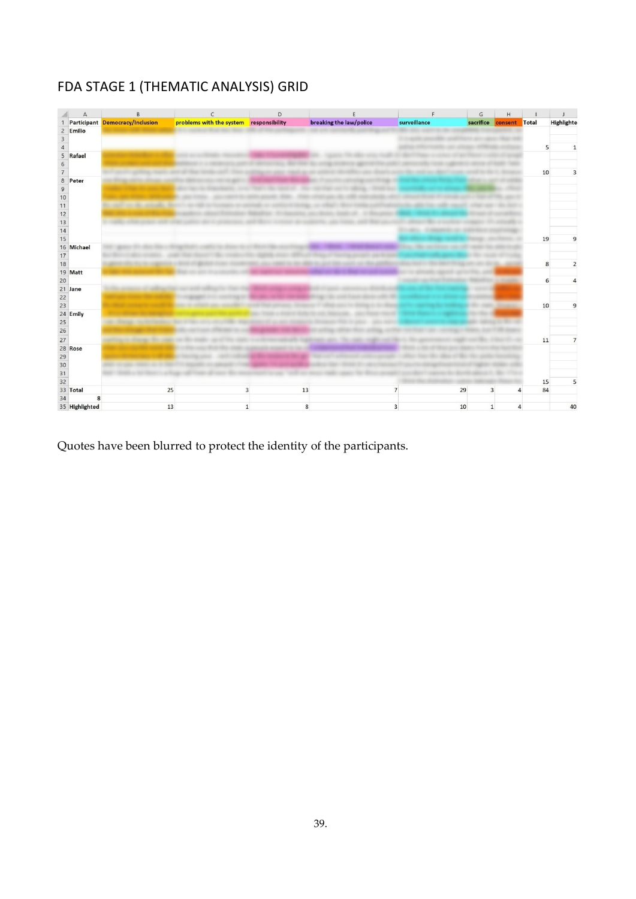FDA STAGE 1 (THEMATIC ANALYSIS) GRID

| Participant | Democracy/Inclusion | problems with the system | responsibility | breaking the law/police | surveillance | sacrifice | consent | Total | Highlighted |
|---|---|---|---|---|---|---|---|---|---|
| Emilio | | | | | | | | 5 | 1 |
| Rafael | | | | | | | | 10 | 3 |
| Peter | | | | | | | | 19 | 9 |
| Michael | | | | | | | | 8 | 2 |
| Matt | | | | | | | | 6 | 4 |
| Jane | | | | | | | | 10 | 9 |
| Emily | | | | | | | | 11 | 7 |
| Rose | | | | | | | | 15 | 5 |
| Total | 25 | 3 | 13 | 7 | 29 | 3 | 4 | 84 | |
| 8 | | | | | | | | | |
| Highlighted | 13 | 1 | 8 | 3 | 10 | 1 | 4 | | 40 |

Quotes have been blurred to protect the identity of the participants.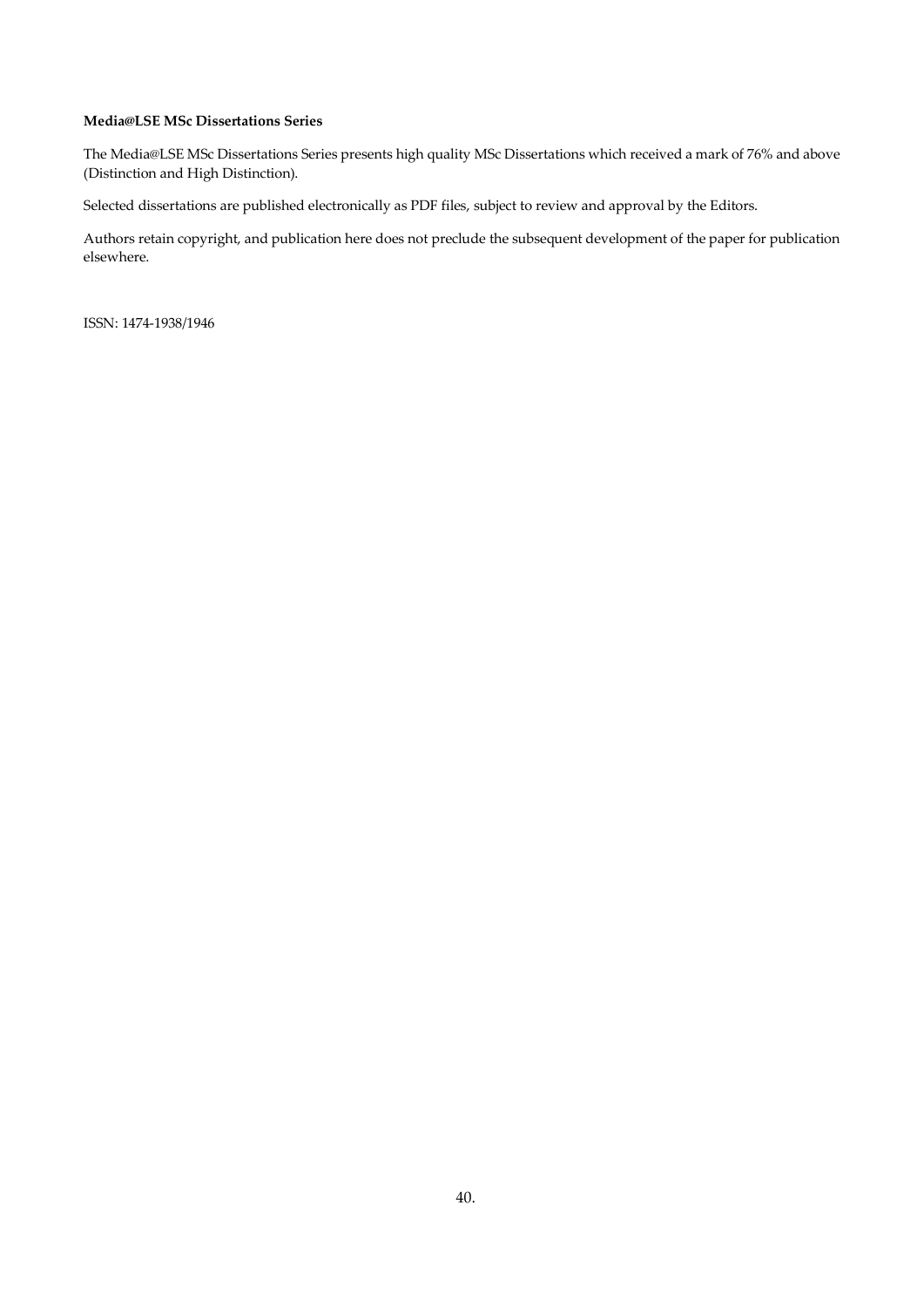**Media@LSE MSc Dissertations Series**

The Media@LSE MSc Dissertations Series presents high quality MSc Dissertations which received a mark of 76% and above (Distinction and High Distinction).

Selected dissertations are published electronically as PDF files, subject to review and approval by the Editors.

Authors retain copyright, and publication here does not preclude the subsequent development of the paper for publication elsewhere.

ISSN: 1474-1938/1946